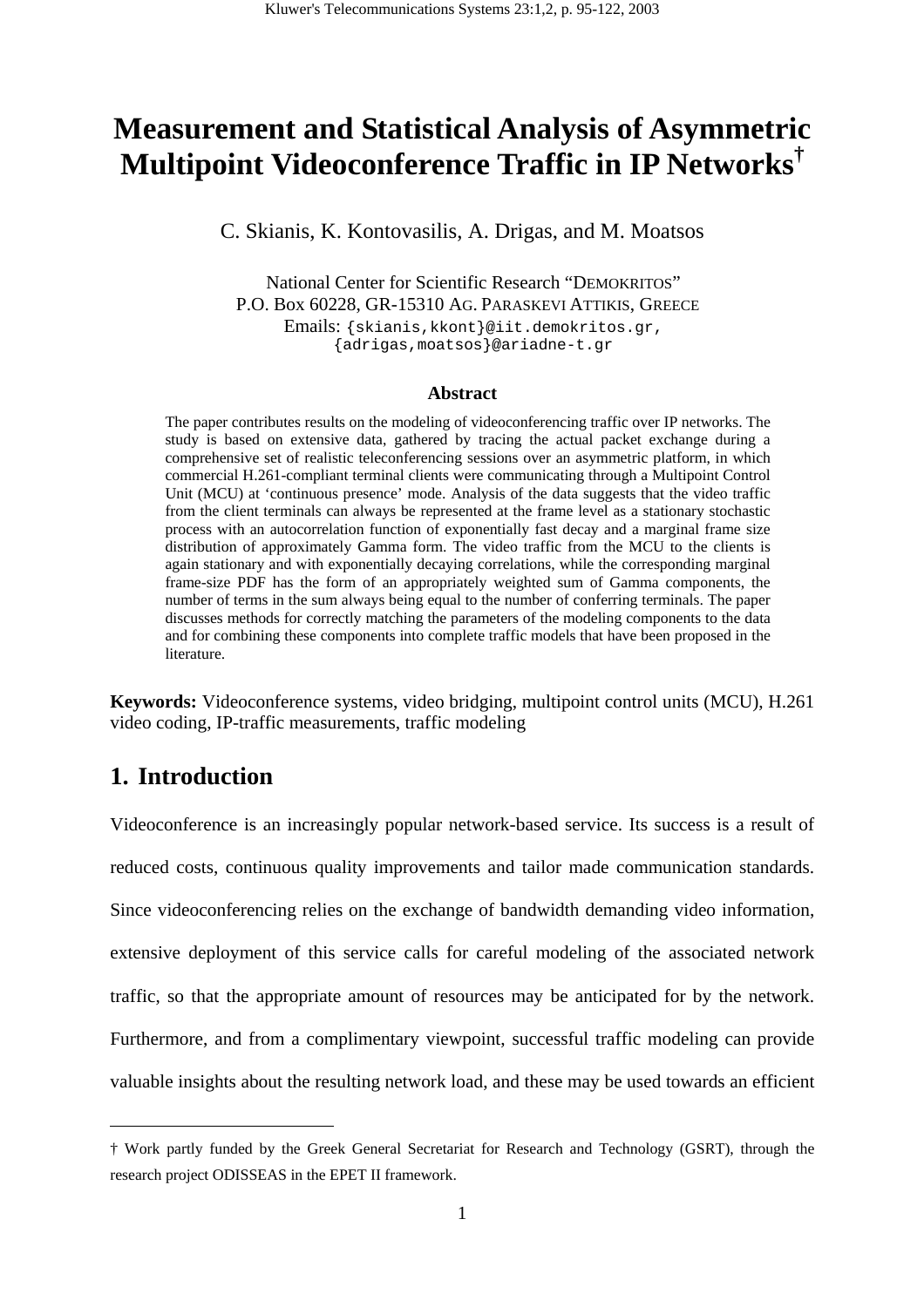# Measurement and Statistical Analysis of Asymmetric Multipoint Videoconference Traffic in IP Networks†

C. Skianis, K. Kontovasilis, A. Drigas, and M. Moatsos

National Center for Scientific Research "DEMOKRITOS"
P.O. Box 60228, GR-15310 AG. PARASKEVI ATTIKIS, GREECE
Emails: {skianis,kkont}@iit.demokritos.gr, {adrigas,moatsos}@ariadne-t.gr

### Abstract

The paper contributes results on the modeling of videoconferencing traffic over IP networks. The study is based on extensive data, gathered by tracing the actual packet exchange during a comprehensive set of realistic teleconferencing sessions over an asymmetric platform, in which commercial H.261-compliant terminal clients were communicating through a Multipoint Control Unit (MCU) at 'continuous presence' mode. Analysis of the data suggests that the video traffic from the client terminals can always be represented at the frame level as a stationary stochastic process with an autocorrelation function of exponentially fast decay and a marginal frame size distribution of approximately Gamma form. The video traffic from the MCU to the clients is again stationary and with exponentially decaying correlations, while the corresponding marginal frame-size PDF has the form of an appropriately weighted sum of Gamma components, the number of terms in the sum always being equal to the number of conferring terminals. The paper discusses methods for correctly matching the parameters of the modeling components to the data and for combining these components into complete traffic models that have been proposed in the literature.

**Keywords:** Videoconference systems, video bridging, multipoint control units (MCU), H.261 video coding, IP-traffic measurements, traffic modeling

## 1. Introduction

Videoconference is an increasingly popular network-based service. Its success is a result of reduced costs, continuous quality improvements and tailor made communication standards. Since videoconferencing relies on the exchange of bandwidth demanding video information, extensive deployment of this service calls for careful modeling of the associated network traffic, so that the appropriate amount of resources may be anticipated for by the network. Furthermore, and from a complimentary viewpoint, successful traffic modeling can provide valuable insights about the resulting network load, and these may be used towards an efficient

† Work partly funded by the Greek General Secretariat for Research and Technology (GSRT), through the research project ODISSEAS in the EPET II framework.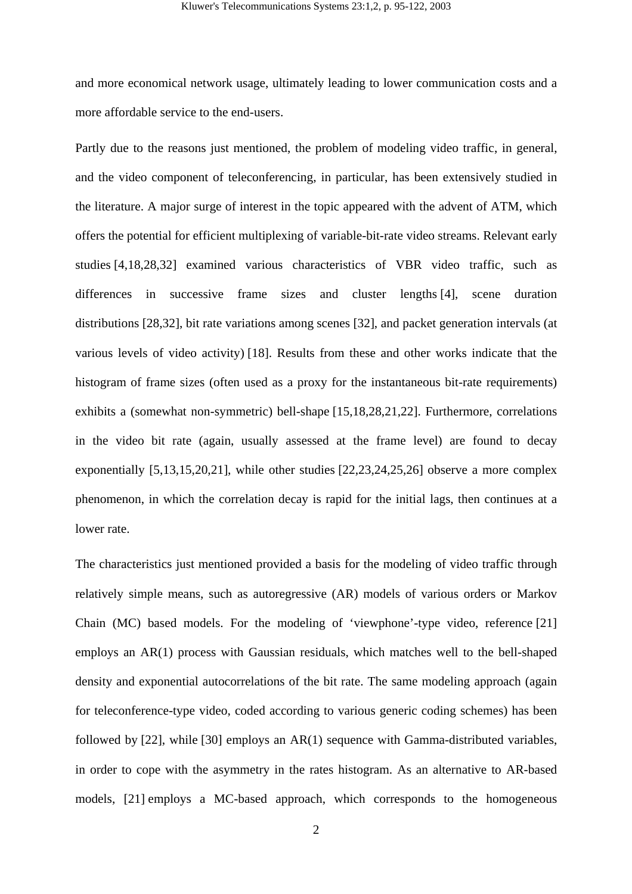and more economical network usage, ultimately leading to lower communication costs and a more affordable service to the end-users.

Partly due to the reasons just mentioned, the problem of modeling video traffic, in general, and the video component of teleconferencing, in particular, has been extensively studied in the literature. A major surge of interest in the topic appeared with the advent of ATM, which offers the potential for efficient multiplexing of variable-bit-rate video streams. Relevant early studies [4,18,28,32] examined various characteristics of VBR video traffic, such as differences in successive frame sizes and cluster lengths [4], scene duration distributions [28,32], bit rate variations among scenes [32], and packet generation intervals (at various levels of video activity) [18]. Results from these and other works indicate that the histogram of frame sizes (often used as a proxy for the instantaneous bit-rate requirements) exhibits a (somewhat non-symmetric) bell-shape [15,18,28,21,22]. Furthermore, correlations in the video bit rate (again, usually assessed at the frame level) are found to decay exponentially [5,13,15,20,21], while other studies [22,23,24,25,26] observe a more complex phenomenon, in which the correlation decay is rapid for the initial lags, then continues at a lower rate.

The characteristics just mentioned provided a basis for the modeling of video traffic through relatively simple means, such as autoregressive (AR) models of various orders or Markov Chain (MC) based models. For the modeling of 'viewphone'-type video, reference [21] employs an AR(1) process with Gaussian residuals, which matches well to the bell-shaped density and exponential autocorrelations of the bit rate. The same modeling approach (again for teleconference-type video, coded according to various generic coding schemes) has been followed by [22], while [30] employs an AR(1) sequence with Gamma-distributed variables, in order to cope with the asymmetry in the rates histogram. As an alternative to AR-based models, [21] employs a MC-based approach, which corresponds to the homogeneous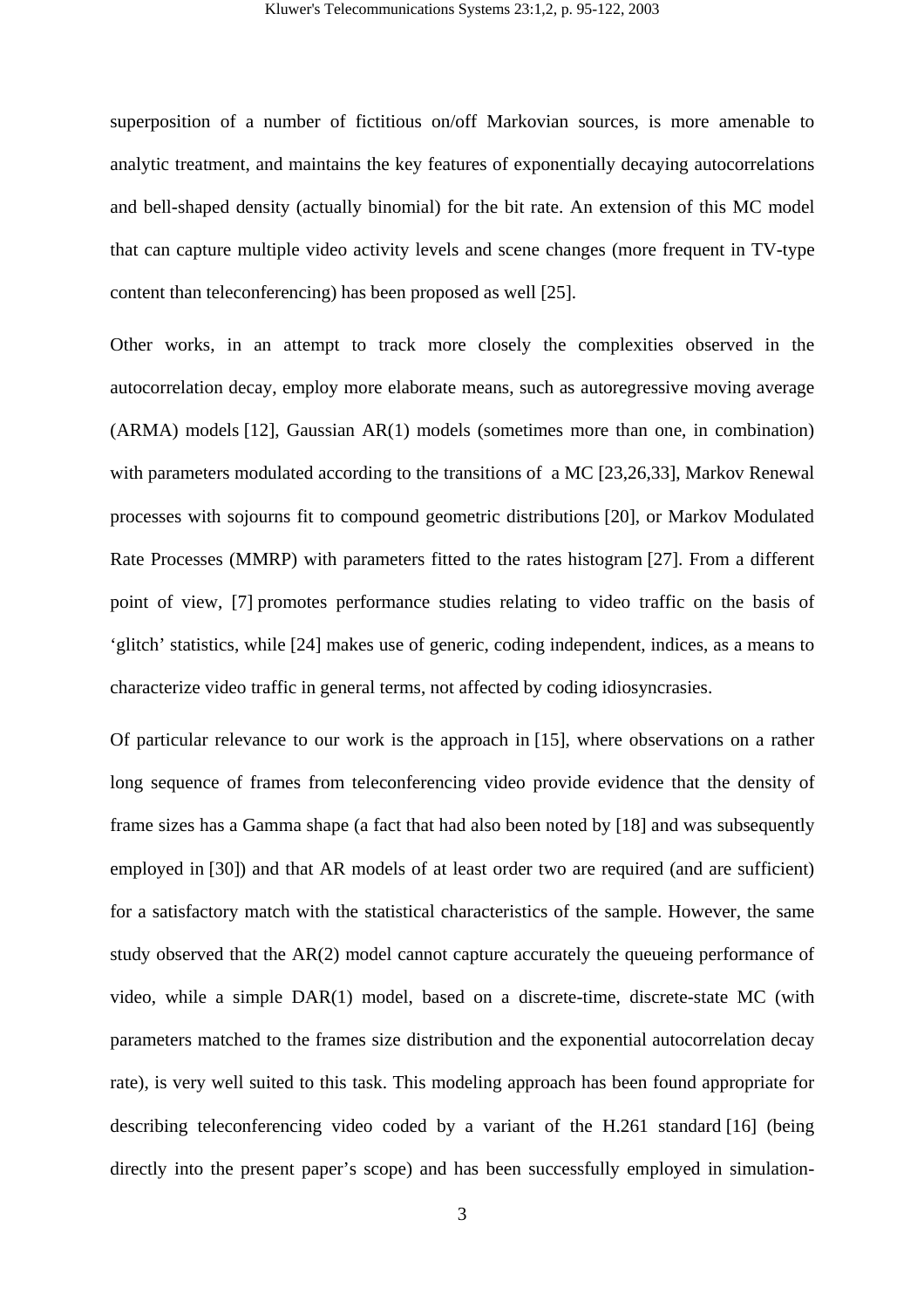superposition of a number of fictitious on/off Markovian sources, is more amenable to analytic treatment, and maintains the key features of exponentially decaying autocorrelations and bell-shaped density (actually binomial) for the bit rate. An extension of this MC model that can capture multiple video activity levels and scene changes (more frequent in TV-type content than teleconferencing) has been proposed as well [25].

Other works, in an attempt to track more closely the complexities observed in the autocorrelation decay, employ more elaborate means, such as autoregressive moving average (ARMA) models [12], Gaussian AR(1) models (sometimes more than one, in combination) with parameters modulated according to the transitions of a MC [23,26,33], Markov Renewal processes with sojourns fit to compound geometric distributions [20], or Markov Modulated Rate Processes (MMRP) with parameters fitted to the rates histogram [27]. From a different point of view, [7] promotes performance studies relating to video traffic on the basis of 'glitch' statistics, while [24] makes use of generic, coding independent, indices, as a means to characterize video traffic in general terms, not affected by coding idiosyncrasies.

Of particular relevance to our work is the approach in [15], where observations on a rather long sequence of frames from teleconferencing video provide evidence that the density of frame sizes has a Gamma shape (a fact that had also been noted by [18] and was subsequently employed in [30]) and that AR models of at least order two are required (and are sufficient) for a satisfactory match with the statistical characteristics of the sample. However, the same study observed that the AR(2) model cannot capture accurately the queueing performance of video, while a simple DAR(1) model, based on a discrete-time, discrete-state MC (with parameters matched to the frames size distribution and the exponential autocorrelation decay rate), is very well suited to this task. This modeling approach has been found appropriate for describing teleconferencing video coded by a variant of the H.261 standard [16] (being directly into the present paper's scope) and has been successfully employed in simulation-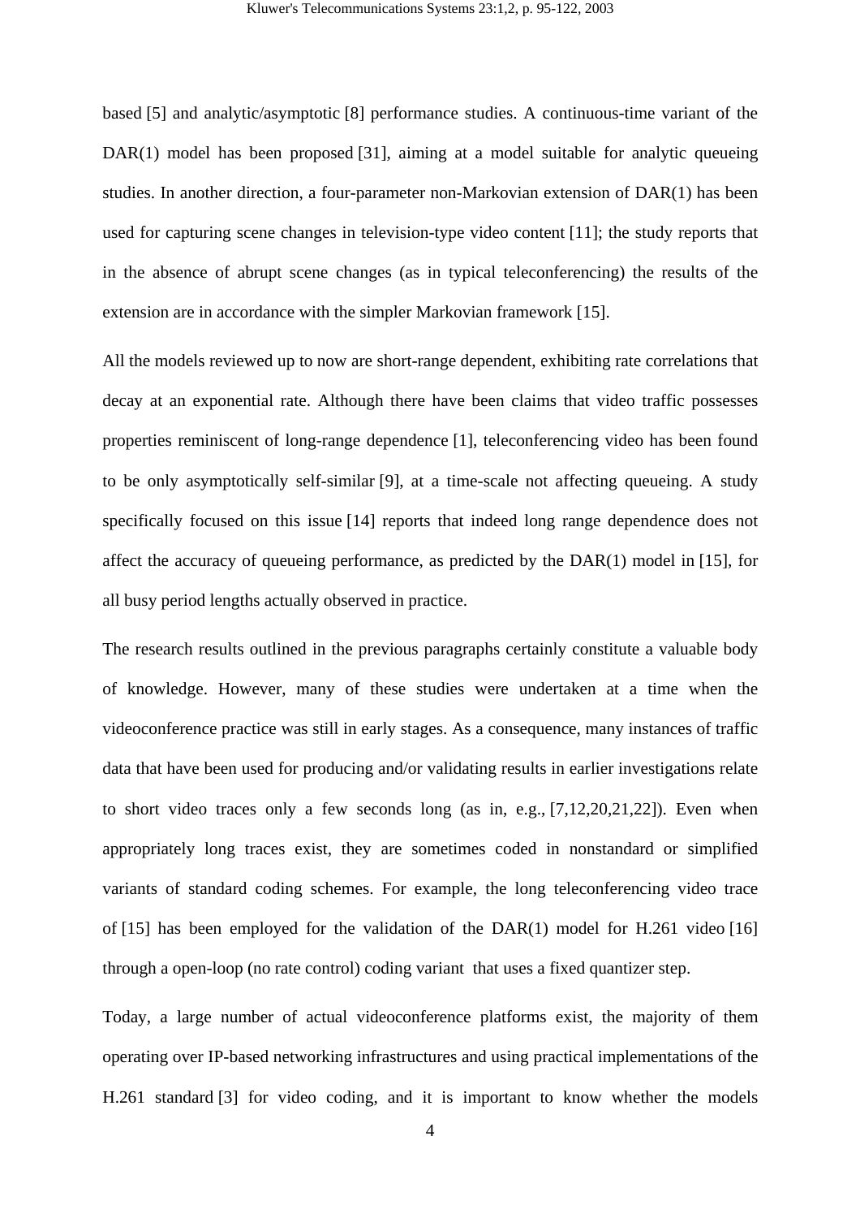based [5] and analytic/asymptotic [8] performance studies. A continuous-time variant of the DAR(1) model has been proposed [31], aiming at a model suitable for analytic queueing studies. In another direction, a four-parameter non-Markovian extension of DAR(1) has been used for capturing scene changes in television-type video content [11]; the study reports that in the absence of abrupt scene changes (as in typical teleconferencing) the results of the extension are in accordance with the simpler Markovian framework [15].

All the models reviewed up to now are short-range dependent, exhibiting rate correlations that decay at an exponential rate. Although there have been claims that video traffic possesses properties reminiscent of long-range dependence [1], teleconferencing video has been found to be only asymptotically self-similar [9], at a time-scale not affecting queueing. A study specifically focused on this issue [14] reports that indeed long range dependence does not affect the accuracy of queueing performance, as predicted by the DAR(1) model in [15], for all busy period lengths actually observed in practice.

The research results outlined in the previous paragraphs certainly constitute a valuable body of knowledge. However, many of these studies were undertaken at a time when the videoconference practice was still in early stages. As a consequence, many instances of traffic data that have been used for producing and/or validating results in earlier investigations relate to short video traces only a few seconds long (as in, e.g., [7,12,20,21,22]). Even when appropriately long traces exist, they are sometimes coded in nonstandard or simplified variants of standard coding schemes. For example, the long teleconferencing video trace of [15] has been employed for the validation of the DAR(1) model for H.261 video [16] through a open-loop (no rate control) coding variant that uses a fixed quantizer step.

Today, a large number of actual videoconference platforms exist, the majority of them operating over IP-based networking infrastructures and using practical implementations of the H.261 standard [3] for video coding, and it is important to know whether the models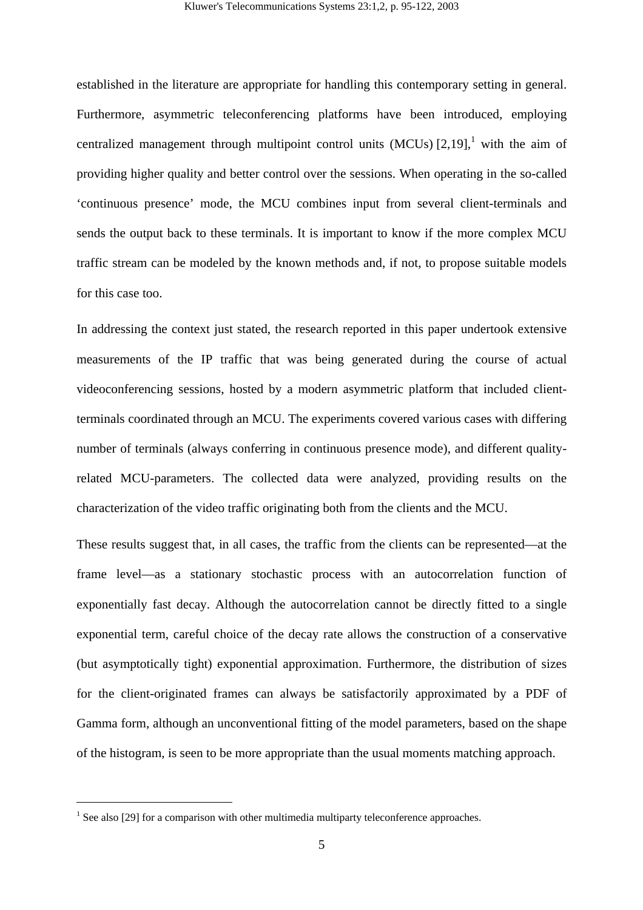established in the literature are appropriate for handling this contemporary setting in general. Furthermore, asymmetric teleconferencing platforms have been introduced, employing centralized management through multipoint control units (MCUs) [2,19],[1] with the aim of providing higher quality and better control over the sessions. When operating in the so-called 'continuous presence' mode, the MCU combines input from several client-terminals and sends the output back to these terminals. It is important to know if the more complex MCU traffic stream can be modeled by the known methods and, if not, to propose suitable models for this case too.

In addressing the context just stated, the research reported in this paper undertook extensive measurements of the IP traffic that was being generated during the course of actual videoconferencing sessions, hosted by a modern asymmetric platform that included client-terminals coordinated through an MCU. The experiments covered various cases with differing number of terminals (always conferring in continuous presence mode), and different quality-related MCU-parameters. The collected data were analyzed, providing results on the characterization of the video traffic originating both from the clients and the MCU.

These results suggest that, in all cases, the traffic from the clients can be represented—at the frame level—as a stationary stochastic process with an autocorrelation function of exponentially fast decay. Although the autocorrelation cannot be directly fitted to a single exponential term, careful choice of the decay rate allows the construction of a conservative (but asymptotically tight) exponential approximation. Furthermore, the distribution of sizes for the client-originated frames can always be satisfactorily approximated by a PDF of Gamma form, although an unconventional fitting of the model parameters, based on the shape of the histogram, is seen to be more appropriate than the usual moments matching approach.

---

[1] See also [29] for a comparison with other multimedia multiparty teleconference approaches.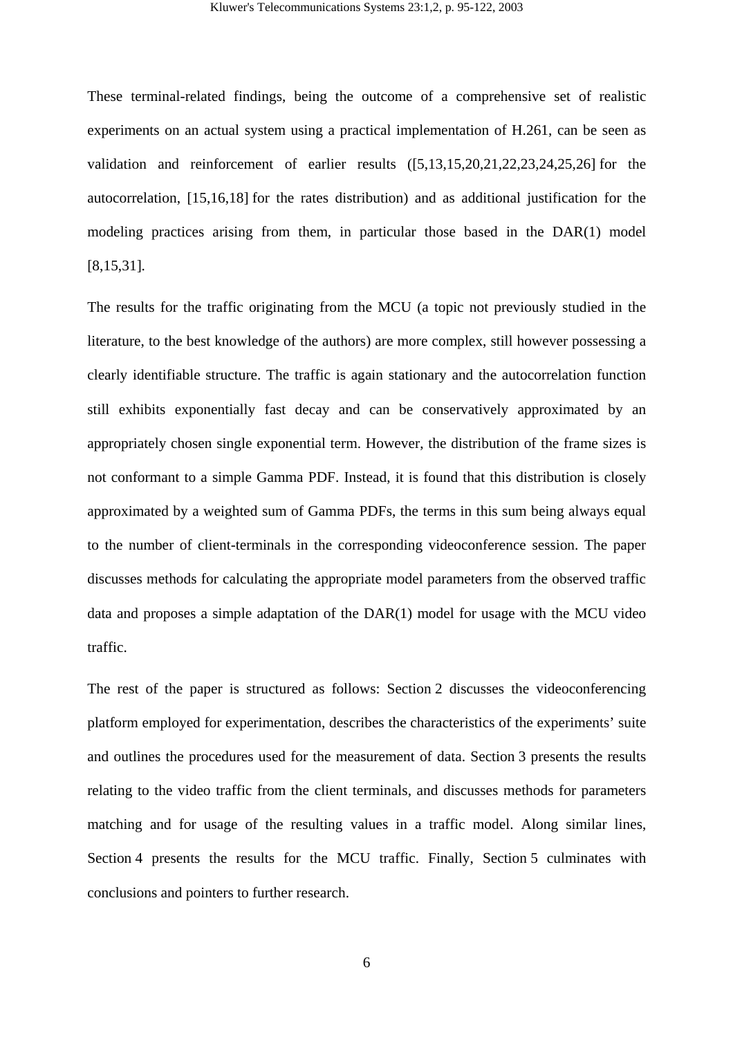These terminal-related findings, being the outcome of a comprehensive set of realistic experiments on an actual system using a practical implementation of H.261, can be seen as validation and reinforcement of earlier results ([5,13,15,20,21,22,23,24,25,26] for the autocorrelation, [15,16,18] for the rates distribution) and as additional justification for the modeling practices arising from them, in particular those based in the DAR(1) model [8,15,31].

The results for the traffic originating from the MCU (a topic not previously studied in the literature, to the best knowledge of the authors) are more complex, still however possessing a clearly identifiable structure. The traffic is again stationary and the autocorrelation function still exhibits exponentially fast decay and can be conservatively approximated by an appropriately chosen single exponential term. However, the distribution of the frame sizes is not conformant to a simple Gamma PDF. Instead, it is found that this distribution is closely approximated by a weighted sum of Gamma PDFs, the terms in this sum being always equal to the number of client-terminals in the corresponding videoconference session. The paper discusses methods for calculating the appropriate model parameters from the observed traffic data and proposes a simple adaptation of the DAR(1) model for usage with the MCU video traffic.

The rest of the paper is structured as follows: Section 2 discusses the videoconferencing platform employed for experimentation, describes the characteristics of the experiments' suite and outlines the procedures used for the measurement of data. Section 3 presents the results relating to the video traffic from the client terminals, and discusses methods for parameters matching and for usage of the resulting values in a traffic model. Along similar lines, Section 4 presents the results for the MCU traffic. Finally, Section 5 culminates with conclusions and pointers to further research.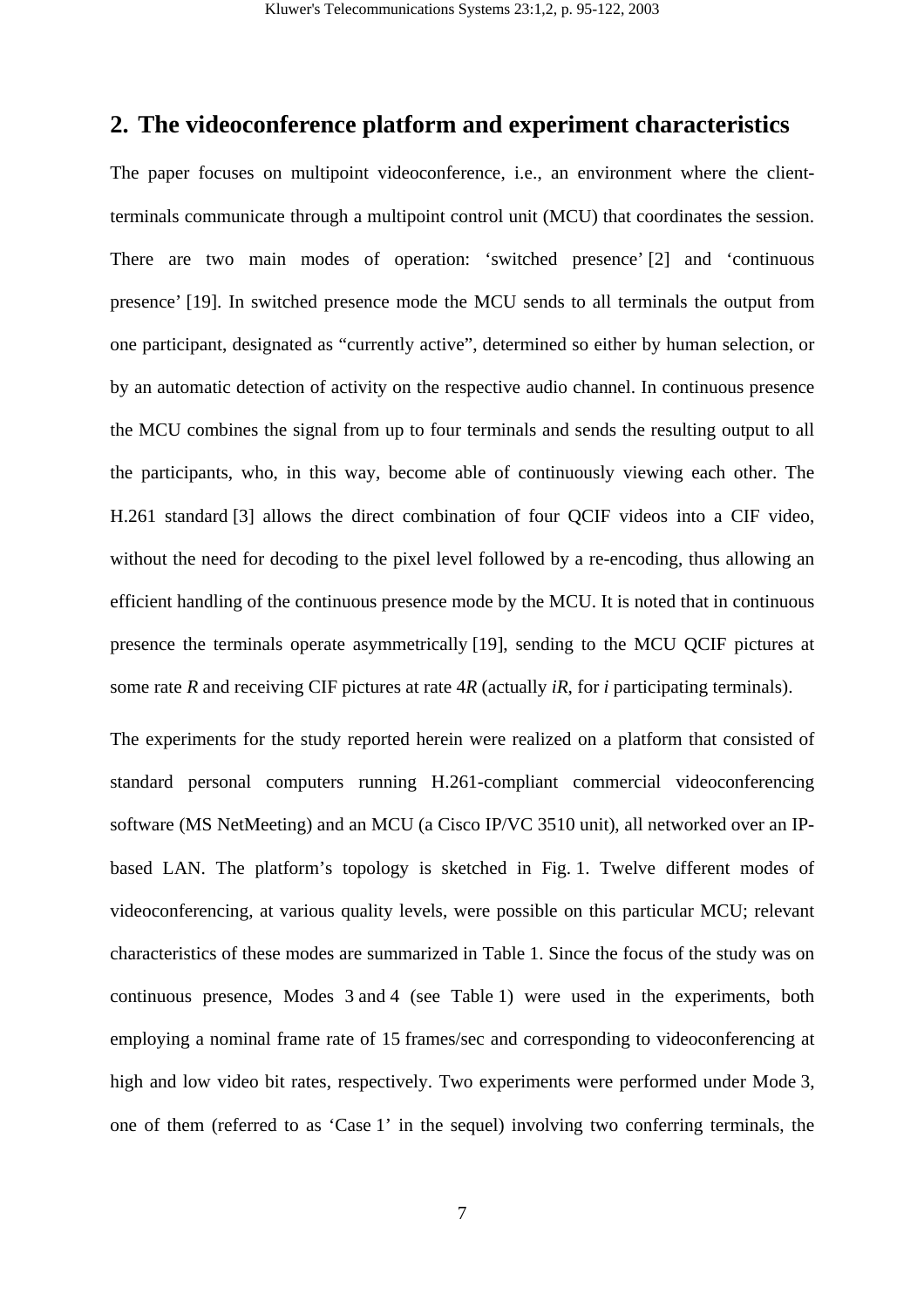## 2. The videoconference platform and experiment characteristics

The paper focuses on multipoint videoconference, i.e., an environment where the client-terminals communicate through a multipoint control unit (MCU) that coordinates the session. There are two main modes of operation: 'switched presence' [2] and 'continuous presence' [19]. In switched presence mode the MCU sends to all terminals the output from one participant, designated as "currently active", determined so either by human selection, or by an automatic detection of activity on the respective audio channel. In continuous presence the MCU combines the signal from up to four terminals and sends the resulting output to all the participants, who, in this way, become able of continuously viewing each other. The H.261 standard [3] allows the direct combination of four QCIF videos into a CIF video, without the need for decoding to the pixel level followed by a re-encoding, thus allowing an efficient handling of the continuous presence mode by the MCU. It is noted that in continuous presence the terminals operate asymmetrically [19], sending to the MCU QCIF pictures at some rate $R$ and receiving CIF pictures at rate $4R$ (actually $iR$, for $i$ participating terminals).

The experiments for the study reported herein were realized on a platform that consisted of standard personal computers running H.261-compliant commercial videoconferencing software (MS NetMeeting) and an MCU (a Cisco IP/VC 3510 unit), all networked over an IP-based LAN. The platform's topology is sketched in Fig. 1. Twelve different modes of videoconferencing, at various quality levels, were possible on this particular MCU; relevant characteristics of these modes are summarized in Table 1. Since the focus of the study was on continuous presence, Modes 3 and 4 (see Table 1) were used in the experiments, both employing a nominal frame rate of 15 frames/sec and corresponding to videoconferencing at high and low video bit rates, respectively. Two experiments were performed under Mode 3, one of them (referred to as 'Case 1' in the sequel) involving two conferring terminals, the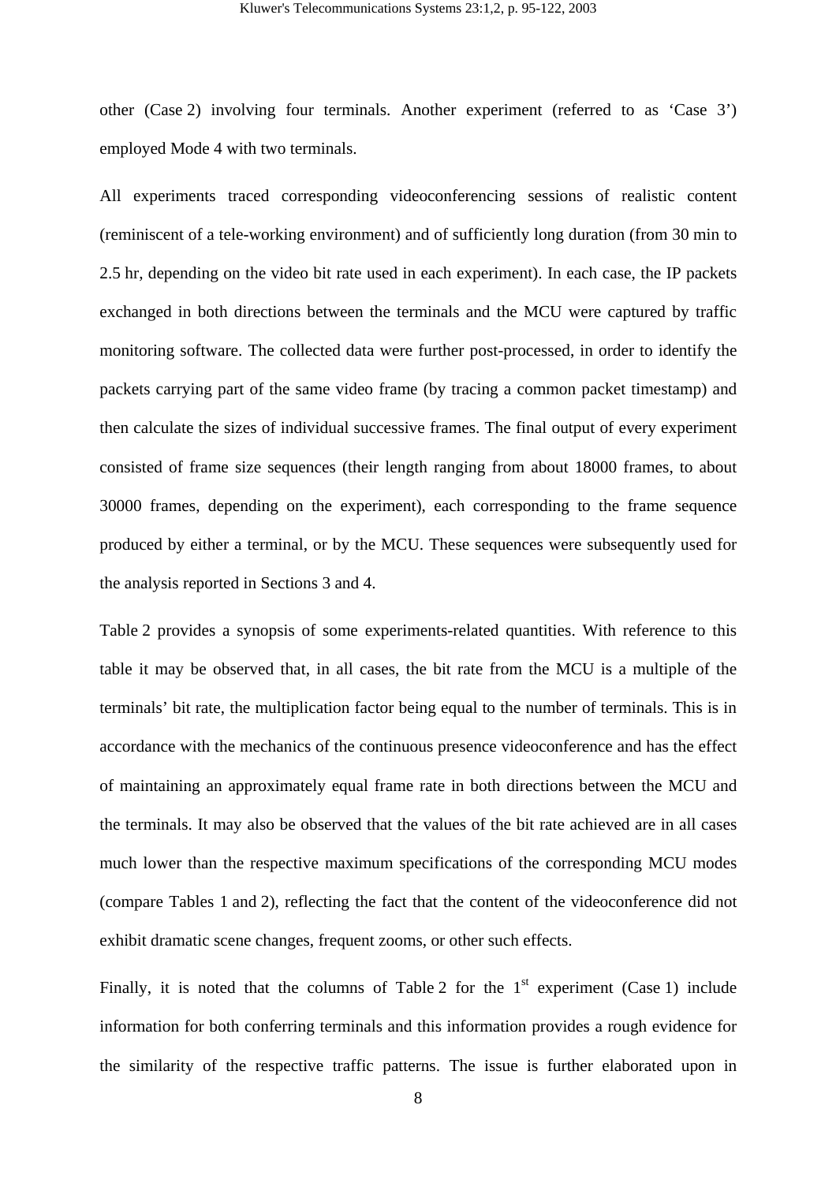other (Case 2) involving four terminals. Another experiment (referred to as 'Case 3') employed Mode 4 with two terminals.

All experiments traced corresponding videoconferencing sessions of realistic content (reminiscent of a tele-working environment) and of sufficiently long duration (from 30 min to 2.5 hr, depending on the video bit rate used in each experiment). In each case, the IP packets exchanged in both directions between the terminals and the MCU were captured by traffic monitoring software. The collected data were further post-processed, in order to identify the packets carrying part of the same video frame (by tracing a common packet timestamp) and then calculate the sizes of individual successive frames. The final output of every experiment consisted of frame size sequences (their length ranging from about 18000 frames, to about 30000 frames, depending on the experiment), each corresponding to the frame sequence produced by either a terminal, or by the MCU. These sequences were subsequently used for the analysis reported in Sections 3 and 4.

Table 2 provides a synopsis of some experiments-related quantities. With reference to this table it may be observed that, in all cases, the bit rate from the MCU is a multiple of the terminals' bit rate, the multiplication factor being equal to the number of terminals. This is in accordance with the mechanics of the continuous presence videoconference and has the effect of maintaining an approximately equal frame rate in both directions between the MCU and the terminals. It may also be observed that the values of the bit rate achieved are in all cases much lower than the respective maximum specifications of the corresponding MCU modes (compare Tables 1 and 2), reflecting the fact that the content of the videoconference did not exhibit dramatic scene changes, frequent zooms, or other such effects.

Finally, it is noted that the columns of Table 2 for the 1st experiment (Case 1) include information for both conferring terminals and this information provides a rough evidence for the similarity of the respective traffic patterns. The issue is further elaborated upon in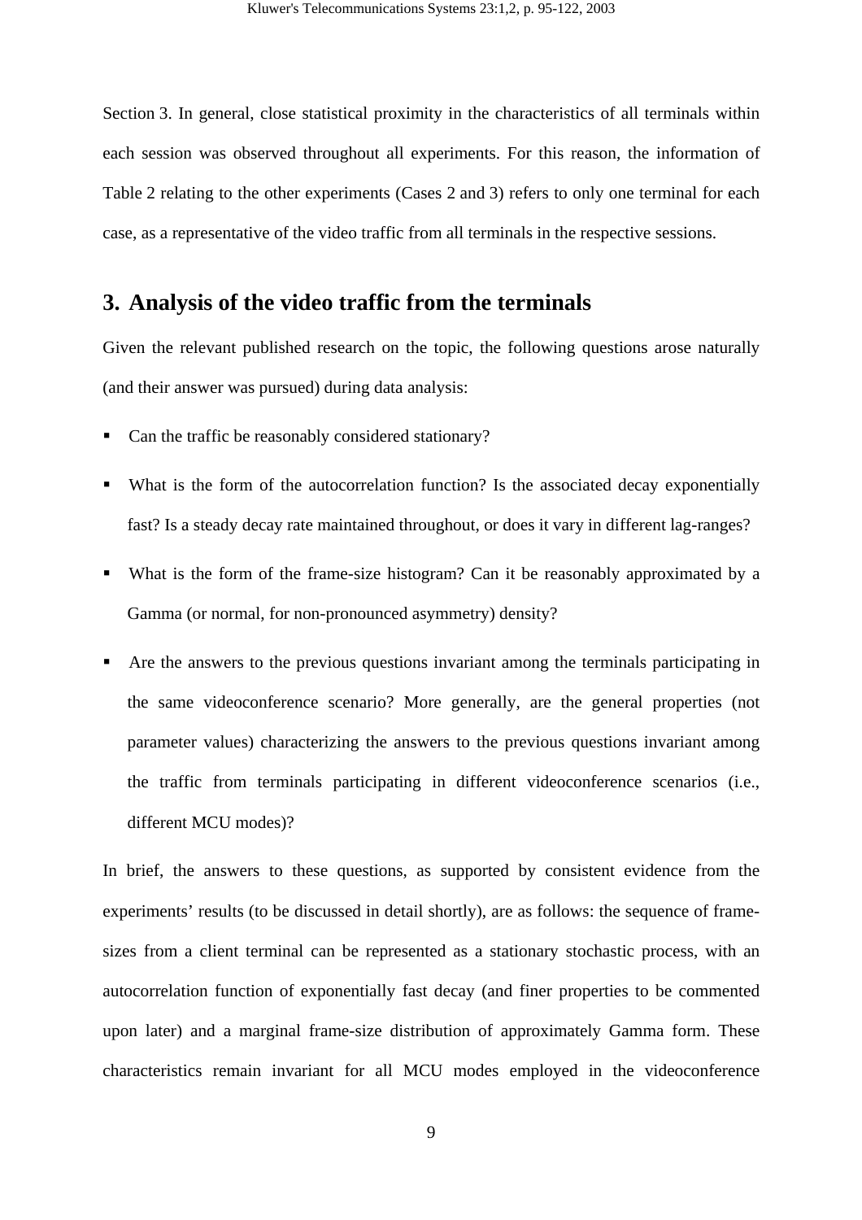Section 3. In general, close statistical proximity in the characteristics of all terminals within each session was observed throughout all experiments. For this reason, the information of Table 2 relating to the other experiments (Cases 2 and 3) refers to only one terminal for each case, as a representative of the video traffic from all terminals in the respective sessions.

## 3. Analysis of the video traffic from the terminals

Given the relevant published research on the topic, the following questions arose naturally (and their answer was pursued) during data analysis:

- Can the traffic be reasonably considered stationary?
- What is the form of the autocorrelation function? Is the associated decay exponentially fast? Is a steady decay rate maintained throughout, or does it vary in different lag-ranges?
- What is the form of the frame-size histogram? Can it be reasonably approximated by a Gamma (or normal, for non-pronounced asymmetry) density?
- Are the answers to the previous questions invariant among the terminals participating in the same videoconference scenario? More generally, are the general properties (not parameter values) characterizing the answers to the previous questions invariant among the traffic from terminals participating in different videoconference scenarios (i.e., different MCU modes)?

In brief, the answers to these questions, as supported by consistent evidence from the experiments' results (to be discussed in detail shortly), are as follows: the sequence of frame-sizes from a client terminal can be represented as a stationary stochastic process, with an autocorrelation function of exponentially fast decay (and finer properties to be commented upon later) and a marginal frame-size distribution of approximately Gamma form. These characteristics remain invariant for all MCU modes employed in the videoconference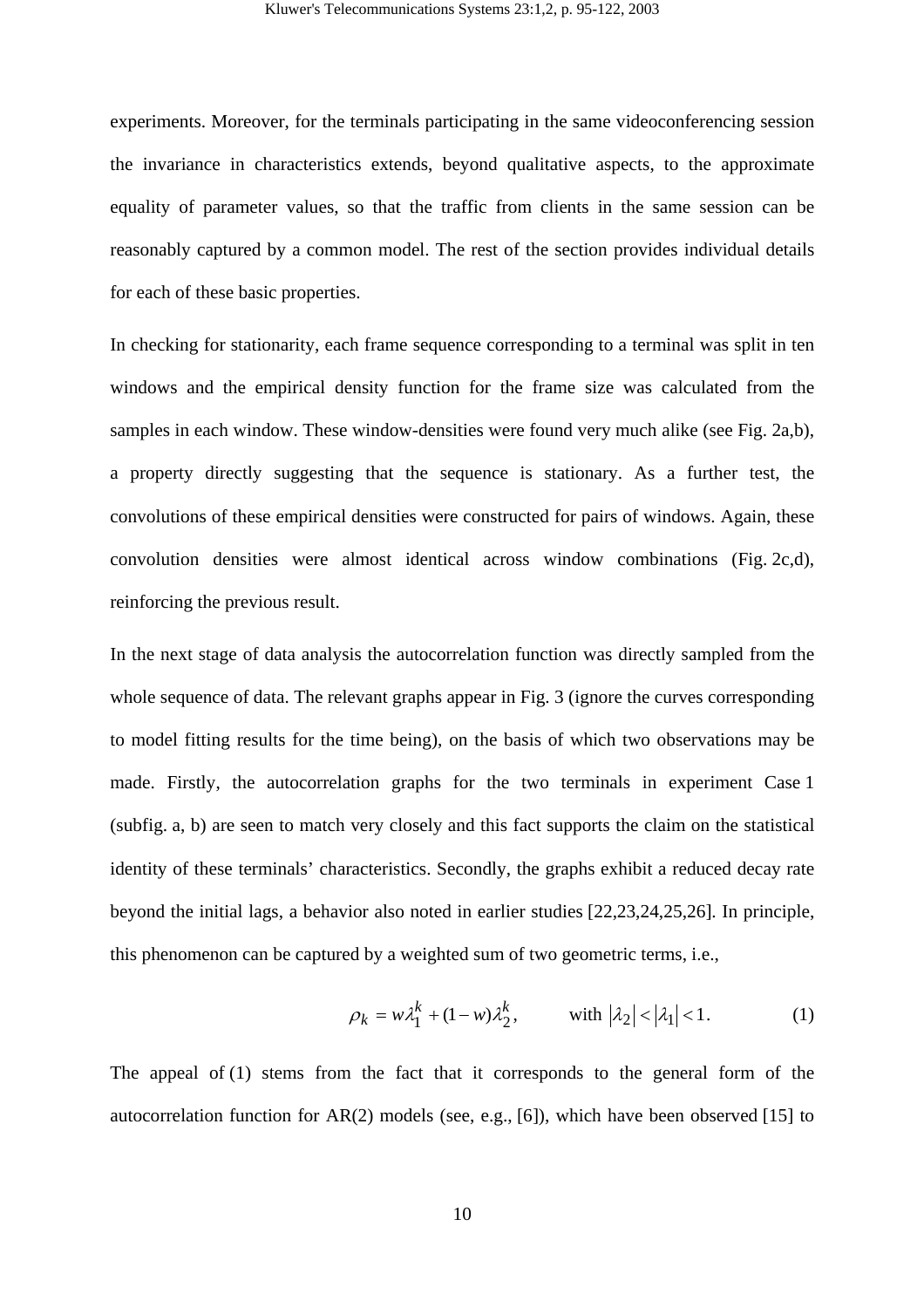experiments. Moreover, for the terminals participating in the same videoconferencing session the invariance in characteristics extends, beyond qualitative aspects, to the approximate equality of parameter values, so that the traffic from clients in the same session can be reasonably captured by a common model. The rest of the section provides individual details for each of these basic properties.

In checking for stationarity, each frame sequence corresponding to a terminal was split in ten windows and the empirical density function for the frame size was calculated from the samples in each window. These window-densities were found very much alike (see Fig. 2a,b), a property directly suggesting that the sequence is stationary. As a further test, the convolutions of these empirical densities were constructed for pairs of windows. Again, these convolution densities were almost identical across window combinations (Fig. 2c,d), reinforcing the previous result.

In the next stage of data analysis the autocorrelation function was directly sampled from the whole sequence of data. The relevant graphs appear in Fig. 3 (ignore the curves corresponding to model fitting results for the time being), on the basis of which two observations may be made. Firstly, the autocorrelation graphs for the two terminals in experiment Case 1 (subfig. a, b) are seen to match very closely and this fact supports the claim on the statistical identity of these terminals' characteristics. Secondly, the graphs exhibit a reduced decay rate beyond the initial lags, a behavior also noted in earlier studies [22,23,24,25,26]. In principle, this phenomenon can be captured by a weighted sum of two geometric terms, i.e.,

$$\rho_k = w\lambda_1^k + (1-w)\lambda_2^k, \qquad \text{with } |\lambda_2| < |\lambda_1| < 1. \tag{1}$$

The appeal of (1) stems from the fact that it corresponds to the general form of the autocorrelation function for AR(2) models (see, e.g., [6]), which have been observed [15] to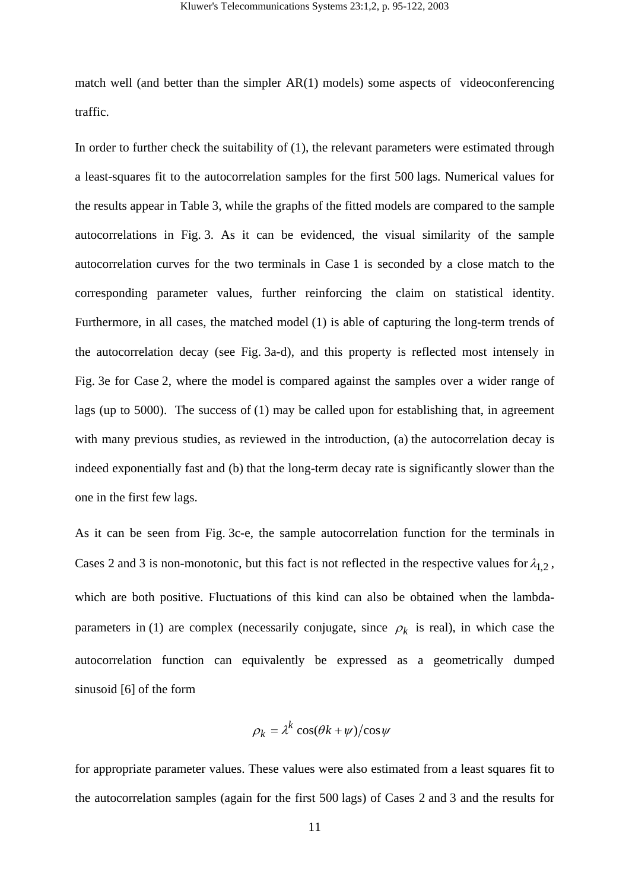match well (and better than the simpler AR(1) models) some aspects of videoconferencing traffic.

In order to further check the suitability of (1), the relevant parameters were estimated through a least-squares fit to the autocorrelation samples for the first 500 lags. Numerical values for the results appear in Table 3, while the graphs of the fitted models are compared to the sample autocorrelations in Fig. 3. As it can be evidenced, the visual similarity of the sample autocorrelation curves for the two terminals in Case 1 is seconded by a close match to the corresponding parameter values, further reinforcing the claim on statistical identity. Furthermore, in all cases, the matched model (1) is able of capturing the long-term trends of the autocorrelation decay (see Fig. 3a-d), and this property is reflected most intensely in Fig. 3e for Case 2, where the model is compared against the samples over a wider range of lags (up to 5000). The success of (1) may be called upon for establishing that, in agreement with many previous studies, as reviewed in the introduction, (a) the autocorrelation decay is indeed exponentially fast and (b) that the long-term decay rate is significantly slower than the one in the first few lags.

As it can be seen from Fig. 3c-e, the sample autocorrelation function for the terminals in Cases 2 and 3 is non-monotonic, but this fact is not reflected in the respective values for $\lambda_{1,2}$, which are both positive. Fluctuations of this kind can also be obtained when the lambda-parameters in (1) are complex (necessarily conjugate, since $\rho_k$ is real), in which case the autocorrelation function can equivalently be expressed as a geometrically dumped sinusoid [6] of the form

$$\rho_k = \lambda^k \cos(\theta k + \psi) / \cos\psi$$

for appropriate parameter values. These values were also estimated from a least squares fit to the autocorrelation samples (again for the first 500 lags) of Cases 2 and 3 and the results for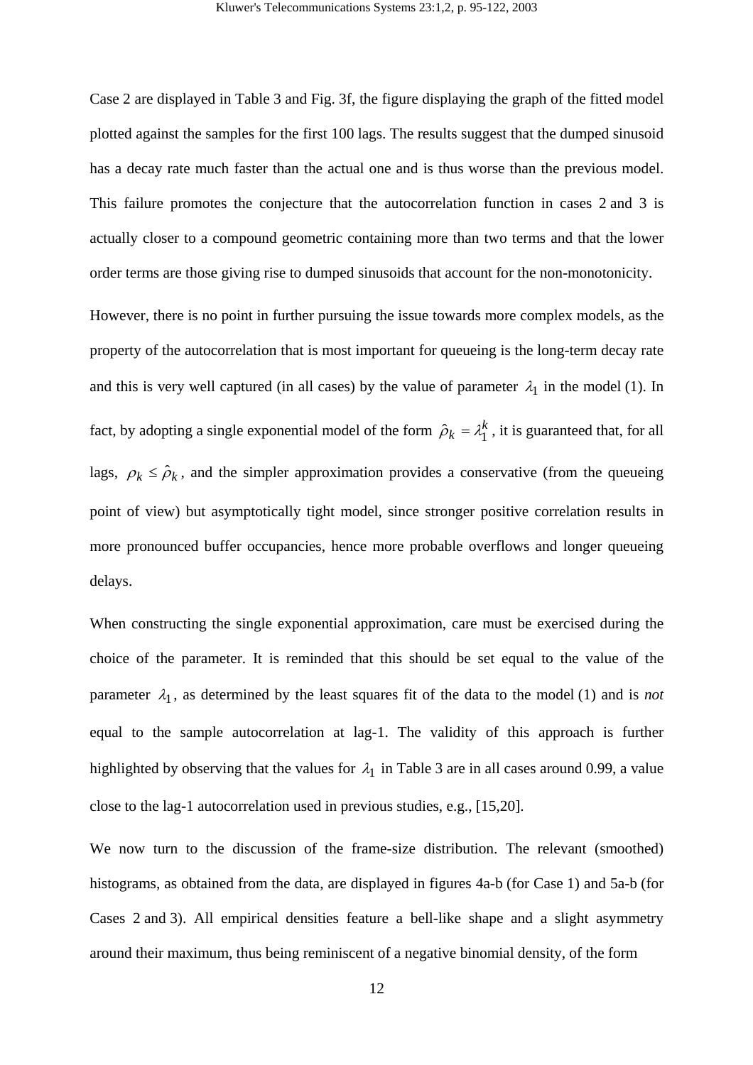Case 2 are displayed in Table 3 and Fig. 3f, the figure displaying the graph of the fitted model plotted against the samples for the first 100 lags. The results suggest that the dumped sinusoid has a decay rate much faster than the actual one and is thus worse than the previous model. This failure promotes the conjecture that the autocorrelation function in cases 2 and 3 is actually closer to a compound geometric containing more than two terms and that the lower order terms are those giving rise to dumped sinusoids that account for the non-monotonicity.

However, there is no point in further pursuing the issue towards more complex models, as the property of the autocorrelation that is most important for queueing is the long-term decay rate and this is very well captured (in all cases) by the value of parameter $\lambda_1$ in the model (1). In fact, by adopting a single exponential model of the form $\hat{\rho}_k = \lambda_1^k$, it is guaranteed that, for all lags, $\rho_k \leq \hat{\rho}_k$, and the simpler approximation provides a conservative (from the queueing point of view) but asymptotically tight model, since stronger positive correlation results in more pronounced buffer occupancies, hence more probable overflows and longer queueing delays.

When constructing the single exponential approximation, care must be exercised during the choice of the parameter. It is reminded that this should be set equal to the value of the parameter $\lambda_1$, as determined by the least squares fit of the data to the model (1) and is *not* equal to the sample autocorrelation at lag-1. The validity of this approach is further highlighted by observing that the values for $\lambda_1$ in Table 3 are in all cases around 0.99, a value close to the lag-1 autocorrelation used in previous studies, e.g., [15,20].

We now turn to the discussion of the frame-size distribution. The relevant (smoothed) histograms, as obtained from the data, are displayed in figures 4a-b (for Case 1) and 5a-b (for Cases 2 and 3). All empirical densities feature a bell-like shape and a slight asymmetry around their maximum, thus being reminiscent of a negative binomial density, of the form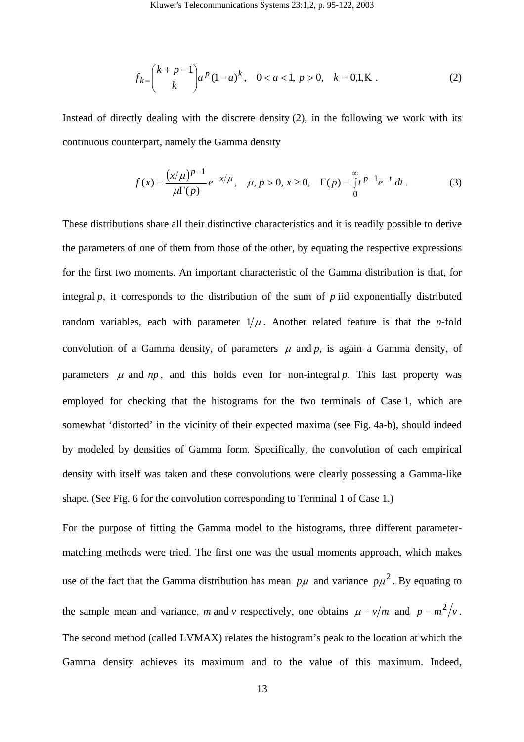$$f_k = \binom{k+p-1}{k} a^p (1-a)^k, \quad 0 < a < 1,\ p > 0, \quad k = 0,1,\text{K} . \tag{2}$$

Instead of directly dealing with the discrete density (2), in the following we work with its continuous counterpart, namely the Gamma density

$$f(x) = \frac{(x/\mu)^{p-1}}{\mu\Gamma(p)} e^{-x/\mu}, \quad \mu, p > 0,\ x \geq 0, \quad \Gamma(p) = \int_0^\infty t^{p-1} e^{-t}\, dt . \tag{3}$$

These distributions share all their distinctive characteristics and it is readily possible to derive the parameters of one of them from those of the other, by equating the respective expressions for the first two moments. An important characteristic of the Gamma distribution is that, for integral $p$, it corresponds to the distribution of the sum of $p$ iid exponentially distributed random variables, each with parameter $1/\mu$. Another related feature is that the $n$-fold convolution of a Gamma density, of parameters $\mu$ and $p$, is again a Gamma density, of parameters $\mu$ and $np$, and this holds even for non-integral $p$. This last property was employed for checking that the histograms for the two terminals of Case 1, which are somewhat 'distorted' in the vicinity of their expected maxima (see Fig. 4a-b), should indeed by modeled by densities of Gamma form. Specifically, the convolution of each empirical density with itself was taken and these convolutions were clearly possessing a Gamma-like shape. (See Fig. 6 for the convolution corresponding to Terminal 1 of Case 1.)

For the purpose of fitting the Gamma model to the histograms, three different parameter-matching methods were tried. The first one was the usual moments approach, which makes use of the fact that the Gamma distribution has mean $p\mu$ and variance $p\mu^2$. By equating to the sample mean and variance, $m$ and $v$ respectively, one obtains $\mu = v/m$ and $p = m^2/v$. The second method (called LVMAX) relates the histogram's peak to the location at which the Gamma density achieves its maximum and to the value of this maximum. Indeed,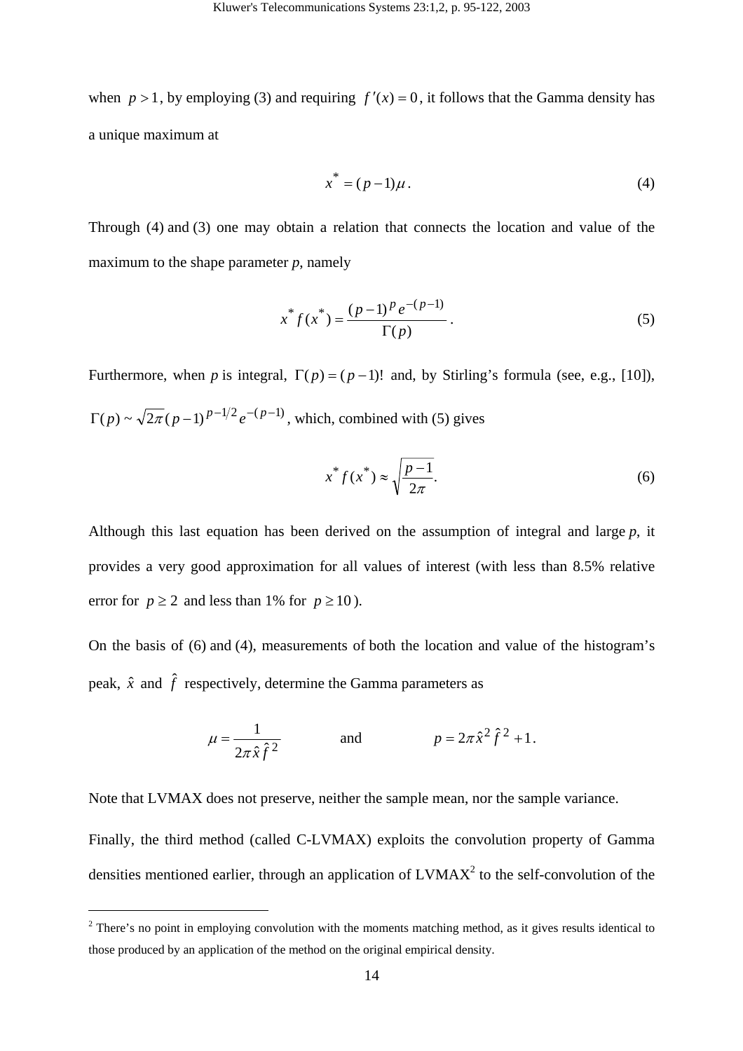when $p > 1$, by employing (3) and requiring $f'(x) = 0$, it follows that the Gamma density has a unique maximum at

$$x^* = (p-1)\mu\,. \tag{4}$$

Through (4) and (3) one may obtain a relation that connects the location and value of the maximum to the shape parameter *p*, namely

$$x^* f(x^*) = \frac{(p-1)^p e^{-(p-1)}}{\Gamma(p)}\,. \tag{5}$$

Furthermore, when *p* is integral, $\Gamma(p) = (p-1)!$ and, by Stirling's formula (see, e.g., [10]), $\Gamma(p) \sim \sqrt{2\pi}(p-1)^{p-1/2}e^{-(p-1)}$, which, combined with (5) gives

$$x^* f(x^*) \approx \sqrt{\frac{p-1}{2\pi}}. \tag{6}$$

Although this last equation has been derived on the assumption of integral and large *p*, it provides a very good approximation for all values of interest (with less than 8.5% relative error for $p \geq 2$ and less than 1% for $p \geq 10$).

On the basis of (6) and (4), measurements of both the location and value of the histogram's peak, $\hat{x}$ and $\hat{f}$ respectively, determine the Gamma parameters as

$$\mu = \frac{1}{2\pi\hat{x}\hat{f}^2} \qquad \text{and} \qquad p = 2\pi\hat{x}^2\hat{f}^2 + 1.$$

Note that LVMAX does not preserve, neither the sample mean, nor the sample variance.

Finally, the third method (called C-LVMAX) exploits the convolution property of Gamma densities mentioned earlier, through an application of LVMAX[2] to the self-convolution of the

[2] There's no point in employing convolution with the moments matching method, as it gives results identical to those produced by an application of the method on the original empirical density.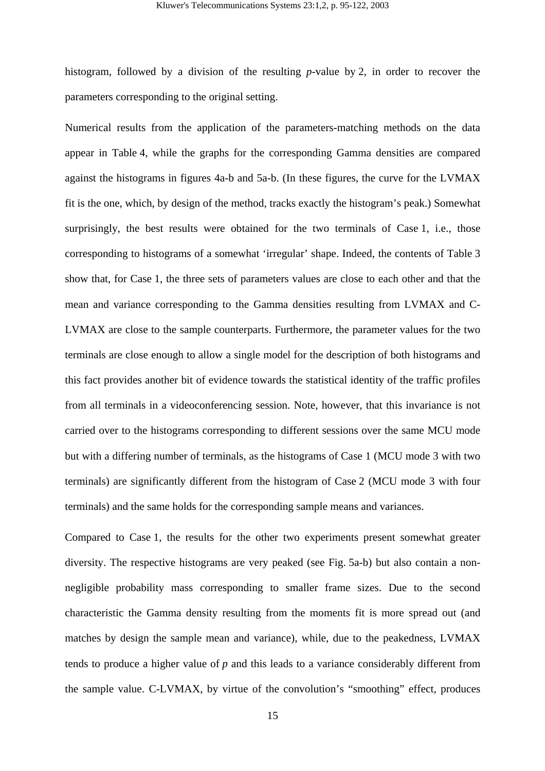histogram, followed by a division of the resulting *p*-value by 2, in order to recover the parameters corresponding to the original setting.

Numerical results from the application of the parameters-matching methods on the data appear in Table 4, while the graphs for the corresponding Gamma densities are compared against the histograms in figures 4a-b and 5a-b. (In these figures, the curve for the LVMAX fit is the one, which, by design of the method, tracks exactly the histogram's peak.) Somewhat surprisingly, the best results were obtained for the two terminals of Case 1, i.e., those corresponding to histograms of a somewhat 'irregular' shape. Indeed, the contents of Table 3 show that, for Case 1, the three sets of parameters values are close to each other and that the mean and variance corresponding to the Gamma densities resulting from LVMAX and C-LVMAX are close to the sample counterparts. Furthermore, the parameter values for the two terminals are close enough to allow a single model for the description of both histograms and this fact provides another bit of evidence towards the statistical identity of the traffic profiles from all terminals in a videoconferencing session. Note, however, that this invariance is not carried over to the histograms corresponding to different sessions over the same MCU mode but with a differing number of terminals, as the histograms of Case 1 (MCU mode 3 with two terminals) are significantly different from the histogram of Case 2 (MCU mode 3 with four terminals) and the same holds for the corresponding sample means and variances.

Compared to Case 1, the results for the other two experiments present somewhat greater diversity. The respective histograms are very peaked (see Fig. 5a-b) but also contain a non-negligible probability mass corresponding to smaller frame sizes. Due to the second characteristic the Gamma density resulting from the moments fit is more spread out (and matches by design the sample mean and variance), while, due to the peakedness, LVMAX tends to produce a higher value of *p* and this leads to a variance considerably different from the sample value. C-LVMAX, by virtue of the convolution's "smoothing" effect, produces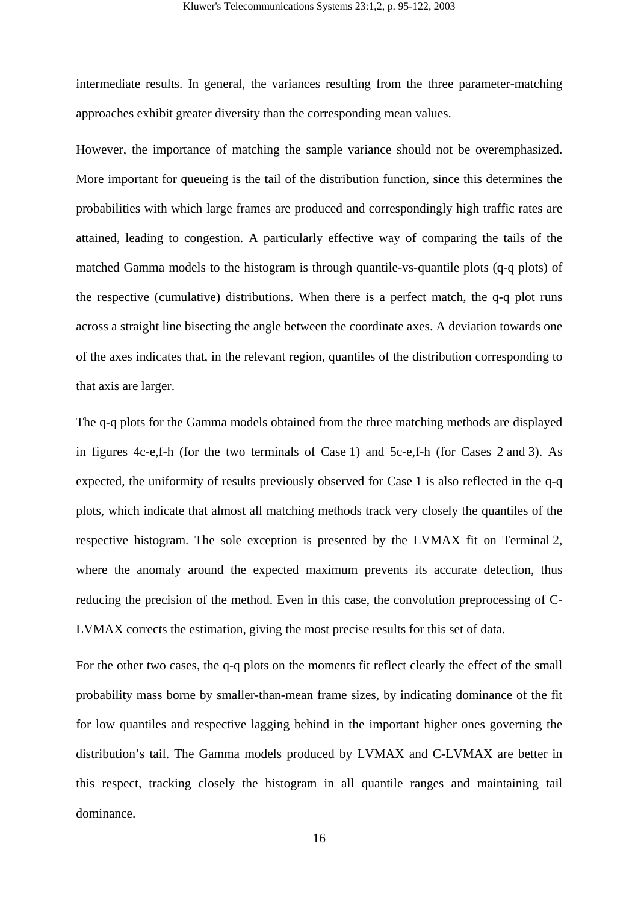intermediate results. In general, the variances resulting from the three parameter-matching approaches exhibit greater diversity than the corresponding mean values.

However, the importance of matching the sample variance should not be overemphasized. More important for queueing is the tail of the distribution function, since this determines the probabilities with which large frames are produced and correspondingly high traffic rates are attained, leading to congestion. A particularly effective way of comparing the tails of the matched Gamma models to the histogram is through quantile-vs-quantile plots (q-q plots) of the respective (cumulative) distributions. When there is a perfect match, the q-q plot runs across a straight line bisecting the angle between the coordinate axes. A deviation towards one of the axes indicates that, in the relevant region, quantiles of the distribution corresponding to that axis are larger.

The q-q plots for the Gamma models obtained from the three matching methods are displayed in figures 4c-e,f-h (for the two terminals of Case 1) and 5c-e,f-h (for Cases 2 and 3). As expected, the uniformity of results previously observed for Case 1 is also reflected in the q-q plots, which indicate that almost all matching methods track very closely the quantiles of the respective histogram. The sole exception is presented by the LVMAX fit on Terminal 2, where the anomaly around the expected maximum prevents its accurate detection, thus reducing the precision of the method. Even in this case, the convolution preprocessing of C-LVMAX corrects the estimation, giving the most precise results for this set of data.

For the other two cases, the q-q plots on the moments fit reflect clearly the effect of the small probability mass borne by smaller-than-mean frame sizes, by indicating dominance of the fit for low quantiles and respective lagging behind in the important higher ones governing the distribution's tail. The Gamma models produced by LVMAX and C-LVMAX are better in this respect, tracking closely the histogram in all quantile ranges and maintaining tail dominance.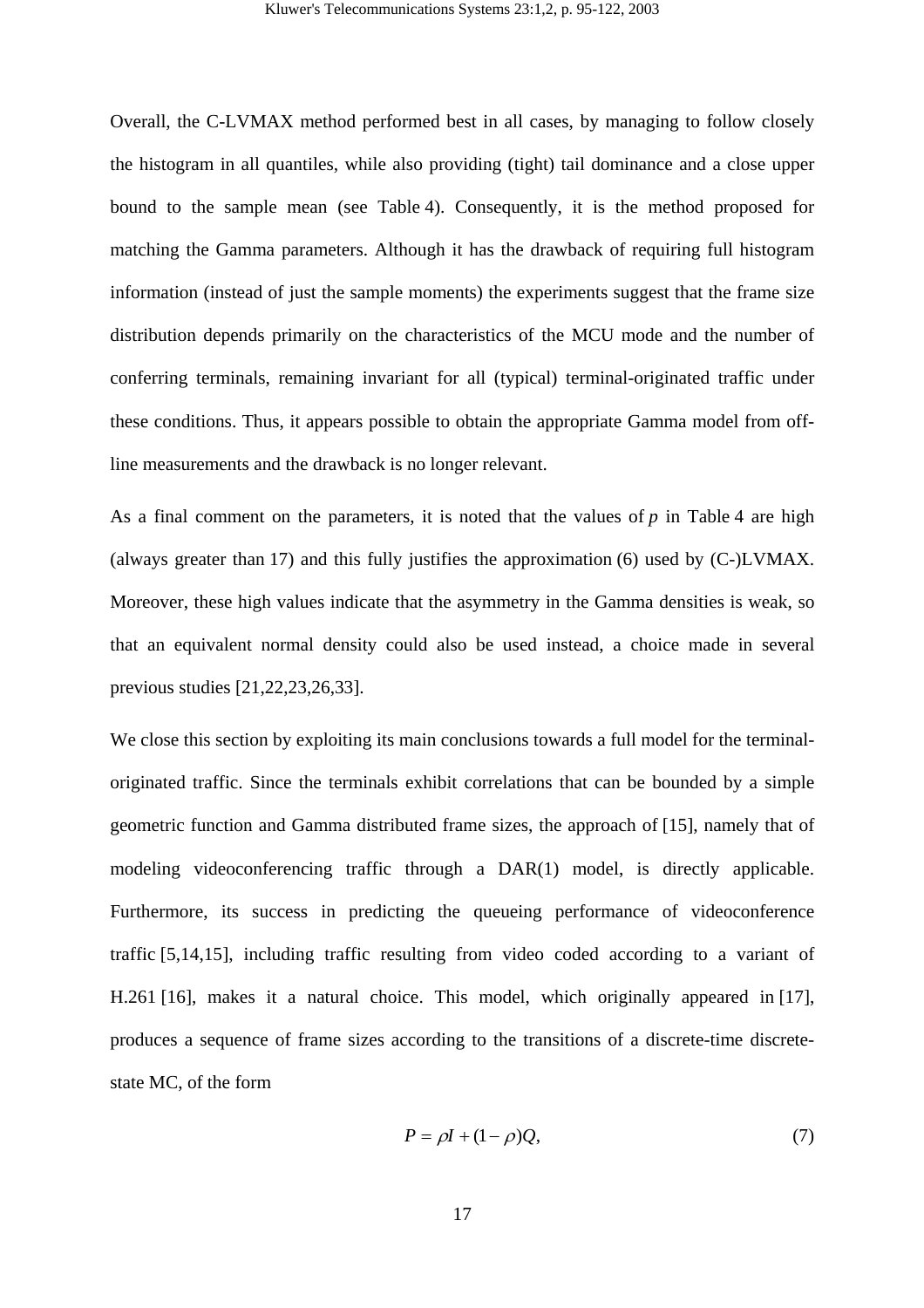Overall, the C-LVMAX method performed best in all cases, by managing to follow closely the histogram in all quantiles, while also providing (tight) tail dominance and a close upper bound to the sample mean (see Table 4). Consequently, it is the method proposed for matching the Gamma parameters. Although it has the drawback of requiring full histogram information (instead of just the sample moments) the experiments suggest that the frame size distribution depends primarily on the characteristics of the MCU mode and the number of conferring terminals, remaining invariant for all (typical) terminal-originated traffic under these conditions. Thus, it appears possible to obtain the appropriate Gamma model from off-line measurements and the drawback is no longer relevant.

As a final comment on the parameters, it is noted that the values of $p$ in Table 4 are high (always greater than 17) and this fully justifies the approximation (6) used by (C-)LVMAX. Moreover, these high values indicate that the asymmetry in the Gamma densities is weak, so that an equivalent normal density could also be used instead, a choice made in several previous studies [21,22,23,26,33].

We close this section by exploiting its main conclusions towards a full model for the terminal-originated traffic. Since the terminals exhibit correlations that can be bounded by a simple geometric function and Gamma distributed frame sizes, the approach of [15], namely that of modeling videoconferencing traffic through a DAR(1) model, is directly applicable. Furthermore, its success in predicting the queueing performance of videoconference traffic [5,14,15], including traffic resulting from video coded according to a variant of H.261 [16], makes it a natural choice. This model, which originally appeared in [17], produces a sequence of frame sizes according to the transitions of a discrete-time discrete-state MC, of the form

$$P = \rho I + (1-\rho)Q, \tag{7}$$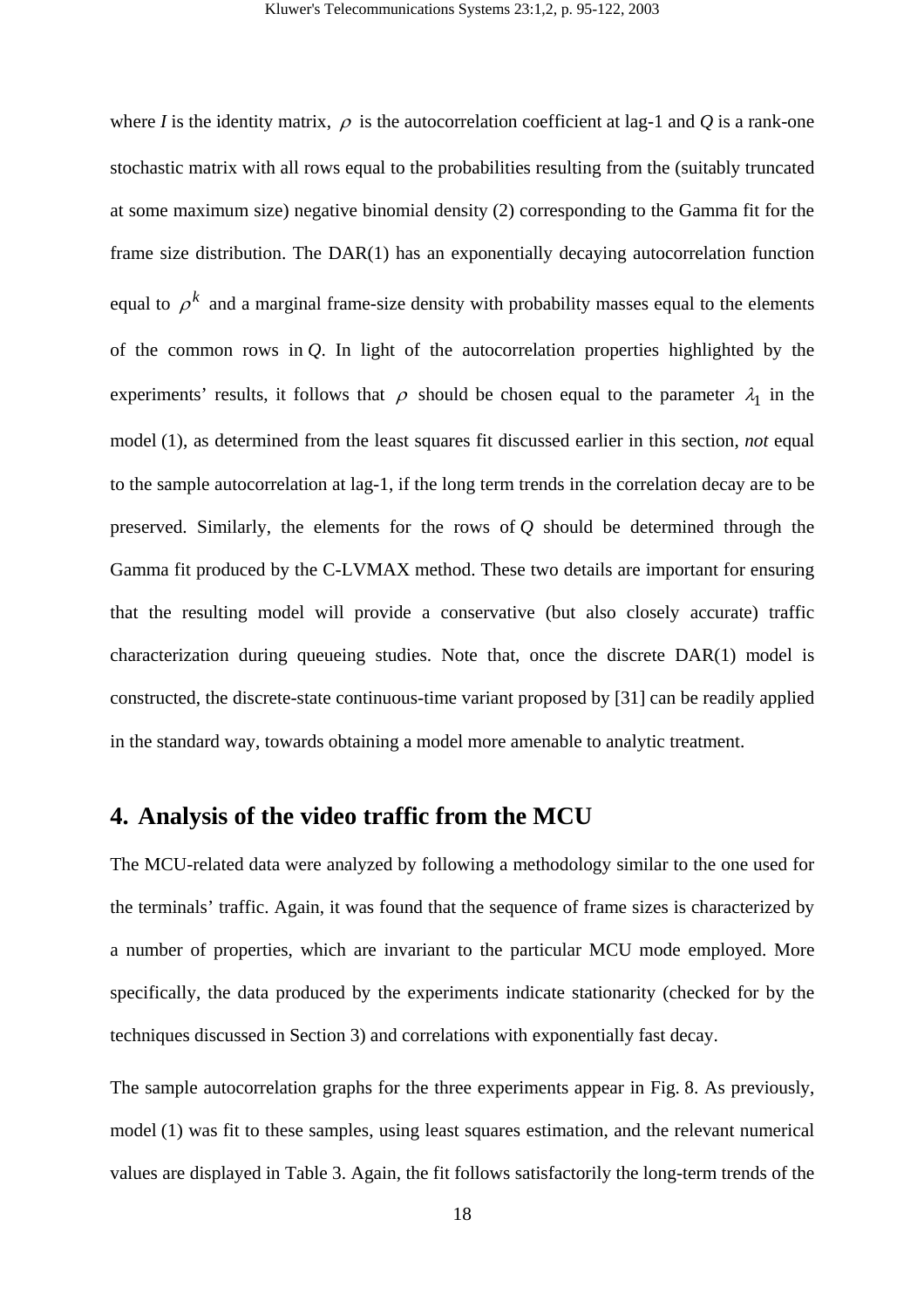where $I$ is the identity matrix, $\rho$ is the autocorrelation coefficient at lag-1 and $Q$ is a rank-one stochastic matrix with all rows equal to the probabilities resulting from the (suitably truncated at some maximum size) negative binomial density (2) corresponding to the Gamma fit for the frame size distribution. The DAR(1) has an exponentially decaying autocorrelation function equal to $\rho^k$ and a marginal frame-size density with probability masses equal to the elements of the common rows in $Q$. In light of the autocorrelation properties highlighted by the experiments' results, it follows that $\rho$ should be chosen equal to the parameter $\lambda_1$ in the model (1), as determined from the least squares fit discussed earlier in this section, *not* equal to the sample autocorrelation at lag-1, if the long term trends in the correlation decay are to be preserved. Similarly, the elements for the rows of $Q$ should be determined through the Gamma fit produced by the C-LVMAX method. These two details are important for ensuring that the resulting model will provide a conservative (but also closely accurate) traffic characterization during queueing studies. Note that, once the discrete DAR(1) model is constructed, the discrete-state continuous-time variant proposed by [31] can be readily applied in the standard way, towards obtaining a model more amenable to analytic treatment.

## 4. Analysis of the video traffic from the MCU

The MCU-related data were analyzed by following a methodology similar to the one used for the terminals' traffic. Again, it was found that the sequence of frame sizes is characterized by a number of properties, which are invariant to the particular MCU mode employed. More specifically, the data produced by the experiments indicate stationarity (checked for by the techniques discussed in Section 3) and correlations with exponentially fast decay.

The sample autocorrelation graphs for the three experiments appear in Fig. 8. As previously, model (1) was fit to these samples, using least squares estimation, and the relevant numerical values are displayed in Table 3. Again, the fit follows satisfactorily the long-term trends of the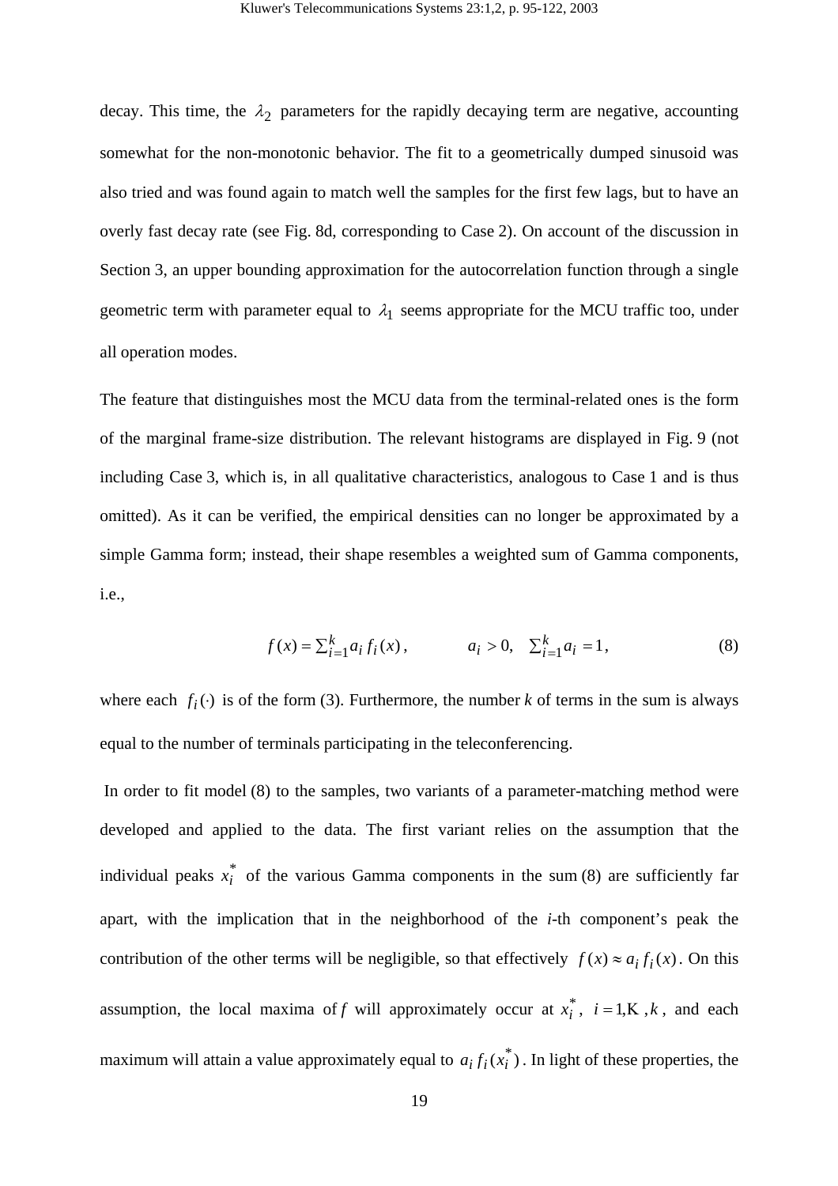decay. This time, the $\lambda_2$ parameters for the rapidly decaying term are negative, accounting somewhat for the non-monotonic behavior. The fit to a geometrically dumped sinusoid was also tried and was found again to match well the samples for the first few lags, but to have an overly fast decay rate (see Fig. 8d, corresponding to Case 2). On account of the discussion in Section 3, an upper bounding approximation for the autocorrelation function through a single geometric term with parameter equal to $\lambda_1$ seems appropriate for the MCU traffic too, under all operation modes.

The feature that distinguishes most the MCU data from the terminal-related ones is the form of the marginal frame-size distribution. The relevant histograms are displayed in Fig. 9 (not including Case 3, which is, in all qualitative characteristics, analogous to Case 1 and is thus omitted). As it can be verified, the empirical densities can no longer be approximated by a simple Gamma form; instead, their shape resembles a weighted sum of Gamma components, i.e.,

$$f(x) = \sum_{i=1}^{k} a_i f_i(x), \qquad a_i > 0, \quad \sum_{i=1}^{k} a_i = 1, \tag{8}$$

where each $f_i(\cdot)$ is of the form (3). Furthermore, the number $k$ of terms in the sum is always equal to the number of terminals participating in the teleconferencing.

In order to fit model (8) to the samples, two variants of a parameter-matching method were developed and applied to the data. The first variant relies on the assumption that the individual peaks $x_i^*$ of the various Gamma components in the sum (8) are sufficiently far apart, with the implication that in the neighborhood of the *i*-th component's peak the contribution of the other terms will be negligible, so that effectively $f(x) \approx a_i f_i(x)$. On this assumption, the local maxima of $f$ will approximately occur at $x_i^*$, $i = 1, \ldots, k$, and each maximum will attain a value approximately equal to $a_i f_i(x_i^*)$. In light of these properties, the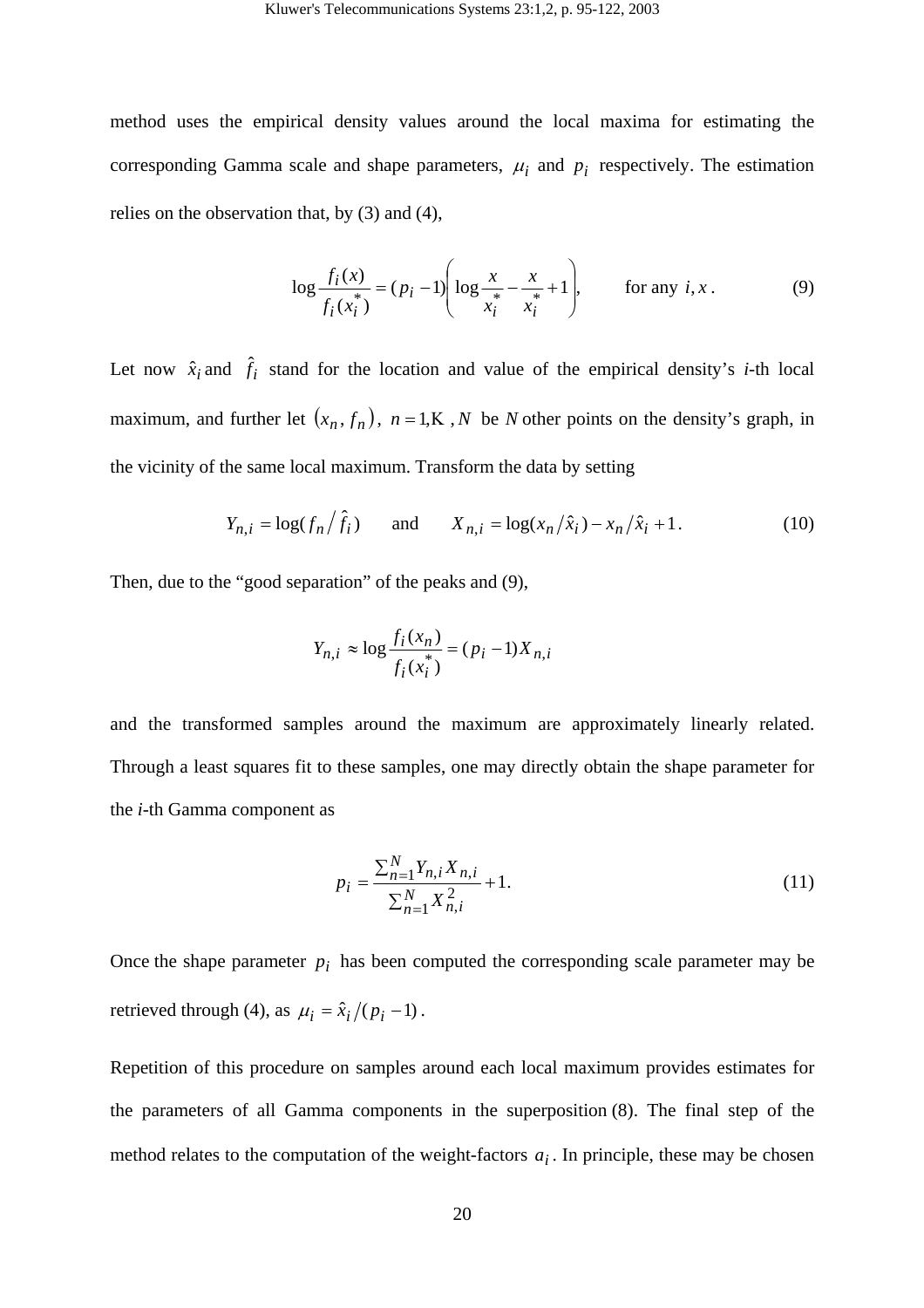method uses the empirical density values around the local maxima for estimating the corresponding Gamma scale and shape parameters, $\mu_i$ and $p_i$ respectively. The estimation relies on the observation that, by (3) and (4),

$$\log \frac{f_i(x)}{f_i(x_i^*)} = (p_i - 1)\left( \log \frac{x}{x_i^*} - \frac{x}{x_i^*} + 1 \right), \qquad \text{for any } i, x. \tag{9}$$

Let now $\hat{x}_i$ and $\hat{f}_i$ stand for the location and value of the empirical density's *i*-th local maximum, and further let $(x_n, f_n)$, $n = 1, \ldots, N$ be $N$ other points on the density's graph, in the vicinity of the same local maximum. Transform the data by setting

$$Y_{n,i} = \log(f_n / \hat{f}_i) \qquad \text{and} \qquad X_{n,i} = \log(x_n / \hat{x}_i) - x_n / \hat{x}_i + 1. \tag{10}$$

Then, due to the "good separation" of the peaks and (9),

$$Y_{n,i} \approx \log \frac{f_i(x_n)}{f_i(x_i^*)} = (p_i - 1) X_{n,i}$$

and the transformed samples around the maximum are approximately linearly related. Through a least squares fit to these samples, one may directly obtain the shape parameter for the *i*-th Gamma component as

$$p_i = \frac{\sum_{n=1}^{N} Y_{n,i} X_{n,i}}{\sum_{n=1}^{N} X_{n,i}^2} + 1. \tag{11}$$

Once the shape parameter $p_i$ has been computed the corresponding scale parameter may be retrieved through (4), as $\mu_i = \hat{x}_i / (p_i - 1)$.

Repetition of this procedure on samples around each local maximum provides estimates for the parameters of all Gamma components in the superposition (8). The final step of the method relates to the computation of the weight-factors $a_i$. In principle, these may be chosen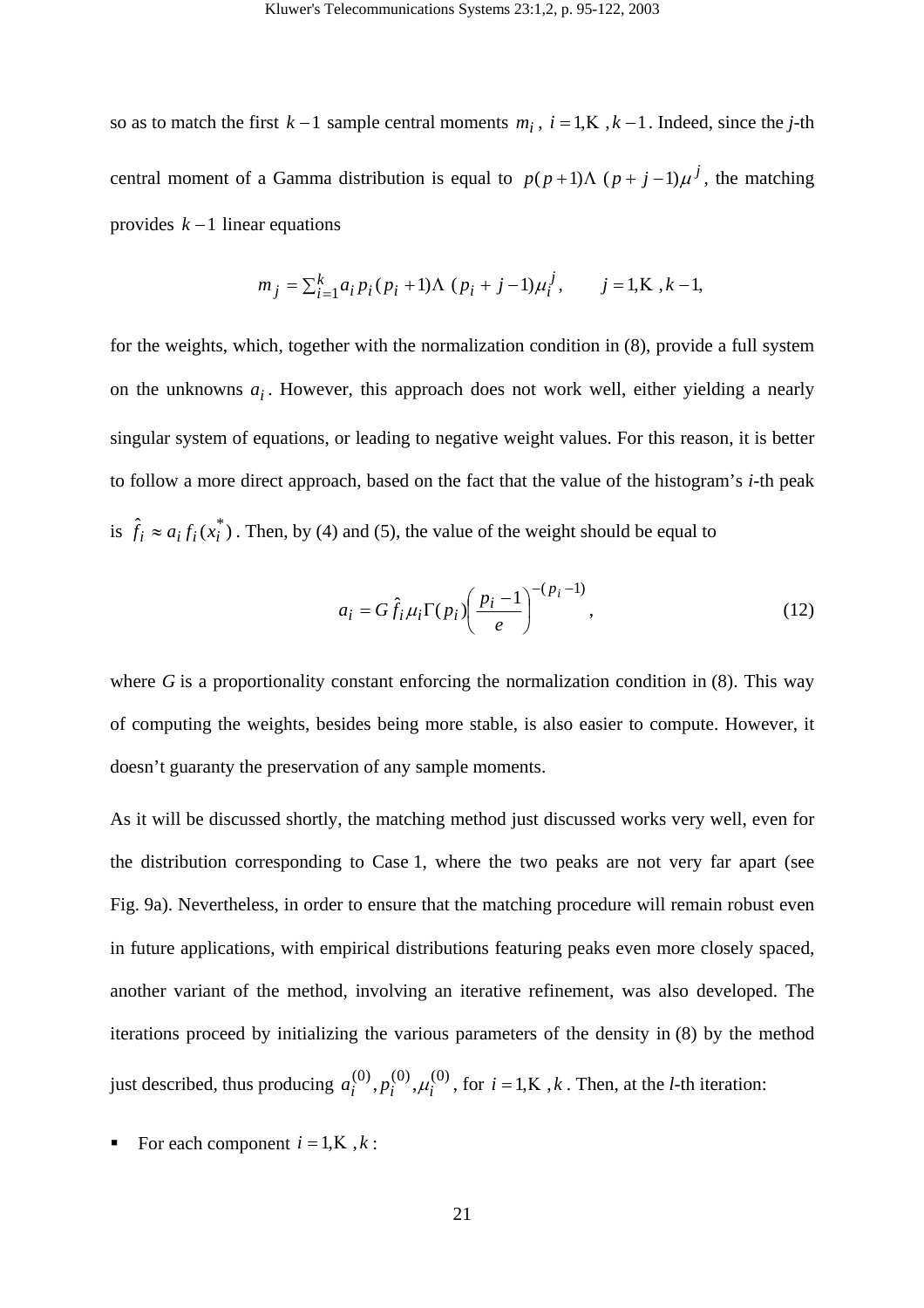so as to match the first $k-1$ sample central moments $m_i$, $i=1,\ldots,k-1$. Indeed, since the *j*-th central moment of a Gamma distribution is equal to $p(p+1)\ldots(p+j-1)\mu^j$, the matching provides $k-1$ linear equations

$$m_j = \sum_{i=1}^{k} a_i p_i (p_i+1)\ldots(p_i+j-1)\mu_i^j, \qquad j=1,\ldots,k-1,$$

for the weights, which, together with the normalization condition in (8), provide a full system on the unknowns $a_i$. However, this approach does not work well, either yielding a nearly singular system of equations, or leading to negative weight values. For this reason, it is better to follow a more direct approach, based on the fact that the value of the histogram's *i*-th peak is $\hat{f}_i \approx a_i f_i(x_i^*)$. Then, by (4) and (5), the value of the weight should be equal to

$$a_i = G\hat{f}_i \mu_i \Gamma(p_i)\left(\frac{p_i-1}{e}\right)^{-(p_i-1)}, \tag{12}$$

where *G* is a proportionality constant enforcing the normalization condition in (8). This way of computing the weights, besides being more stable, is also easier to compute. However, it doesn't guaranty the preservation of any sample moments.

As it will be discussed shortly, the matching method just discussed works very well, even for the distribution corresponding to Case 1, where the two peaks are not very far apart (see Fig. 9a). Nevertheless, in order to ensure that the matching procedure will remain robust even in future applications, with empirical distributions featuring peaks even more closely spaced, another variant of the method, involving an iterative refinement, was also developed. The iterations proceed by initializing the various parameters of the density in (8) by the method just described, thus producing $a_i^{(0)}, p_i^{(0)}, \mu_i^{(0)}$, for $i=1,\ldots,k$. Then, at the *l*-th iteration:

- For each component $i=1,\ldots,k$: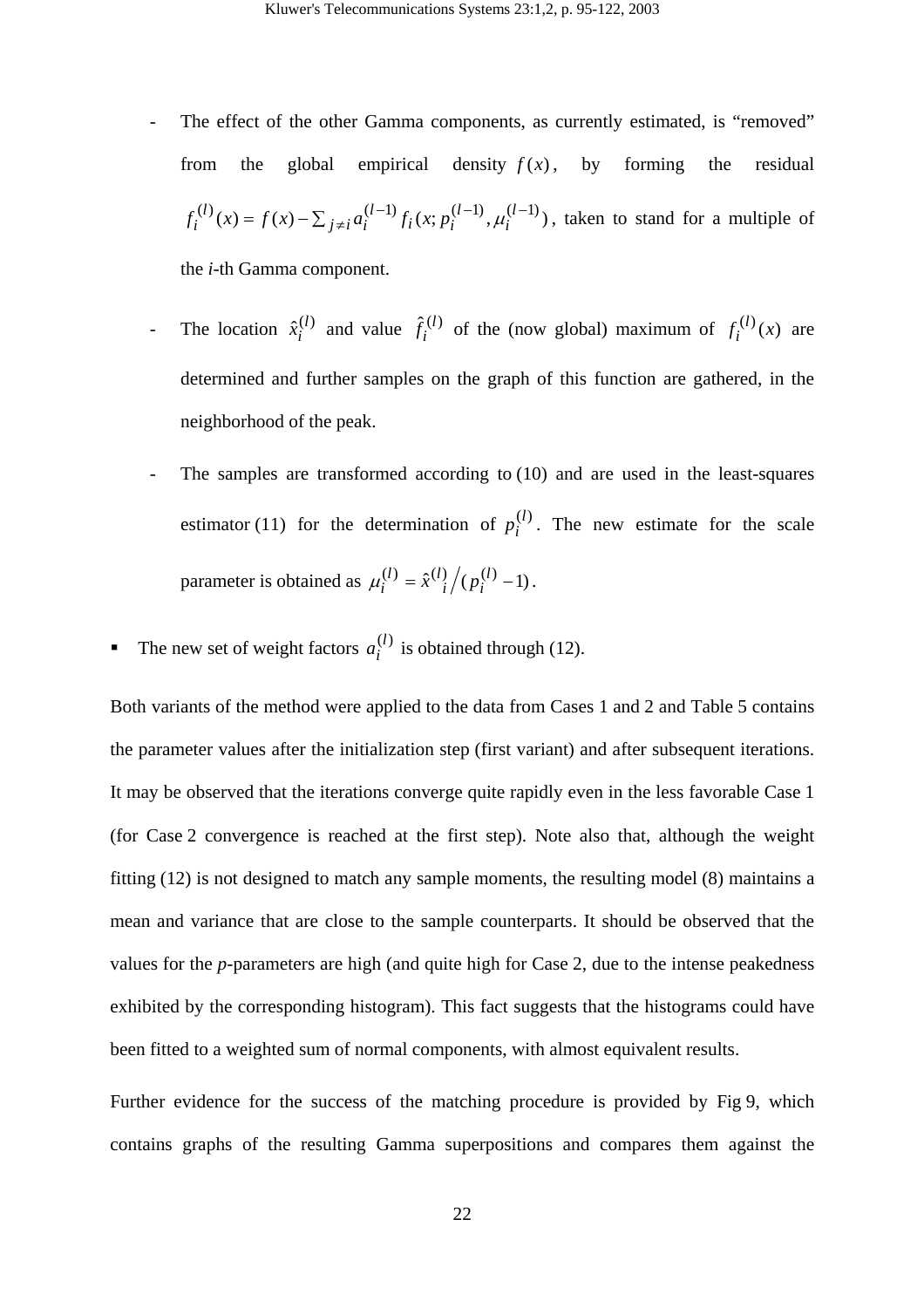- The effect of the other Gamma components, as currently estimated, is "removed" from the global empirical density $f(x)$, by forming the residual $f_i^{(l)}(x) = f(x) - \sum_{j \neq i} a_i^{(l-1)} f_i(x; p_i^{(l-1)}, \mu_i^{(l-1)})$, taken to stand for a multiple of the *i*-th Gamma component.

- The location $\hat{x}_i^{(l)}$ and value $\hat{f}_i^{(l)}$ of the (now global) maximum of $f_i^{(l)}(x)$ are determined and further samples on the graph of this function are gathered, in the neighborhood of the peak.

- The samples are transformed according to (10) and are used in the least-squares estimator (11) for the determination of $p_i^{(l)}$. The new estimate for the scale parameter is obtained as $\mu_i^{(l)} = \hat{x}_i^{(l)} / (p_i^{(l)} - 1)$.

- The new set of weight factors $a_i^{(l)}$ is obtained through (12).

Both variants of the method were applied to the data from Cases 1 and 2 and Table 5 contains the parameter values after the initialization step (first variant) and after subsequent iterations. It may be observed that the iterations converge quite rapidly even in the less favorable Case 1 (for Case 2 convergence is reached at the first step). Note also that, although the weight fitting (12) is not designed to match any sample moments, the resulting model (8) maintains a mean and variance that are close to the sample counterparts. It should be observed that the values for the *p*-parameters are high (and quite high for Case 2, due to the intense peakedness exhibited by the corresponding histogram). This fact suggests that the histograms could have been fitted to a weighted sum of normal components, with almost equivalent results.

Further evidence for the success of the matching procedure is provided by Fig 9, which contains graphs of the resulting Gamma superpositions and compares them against the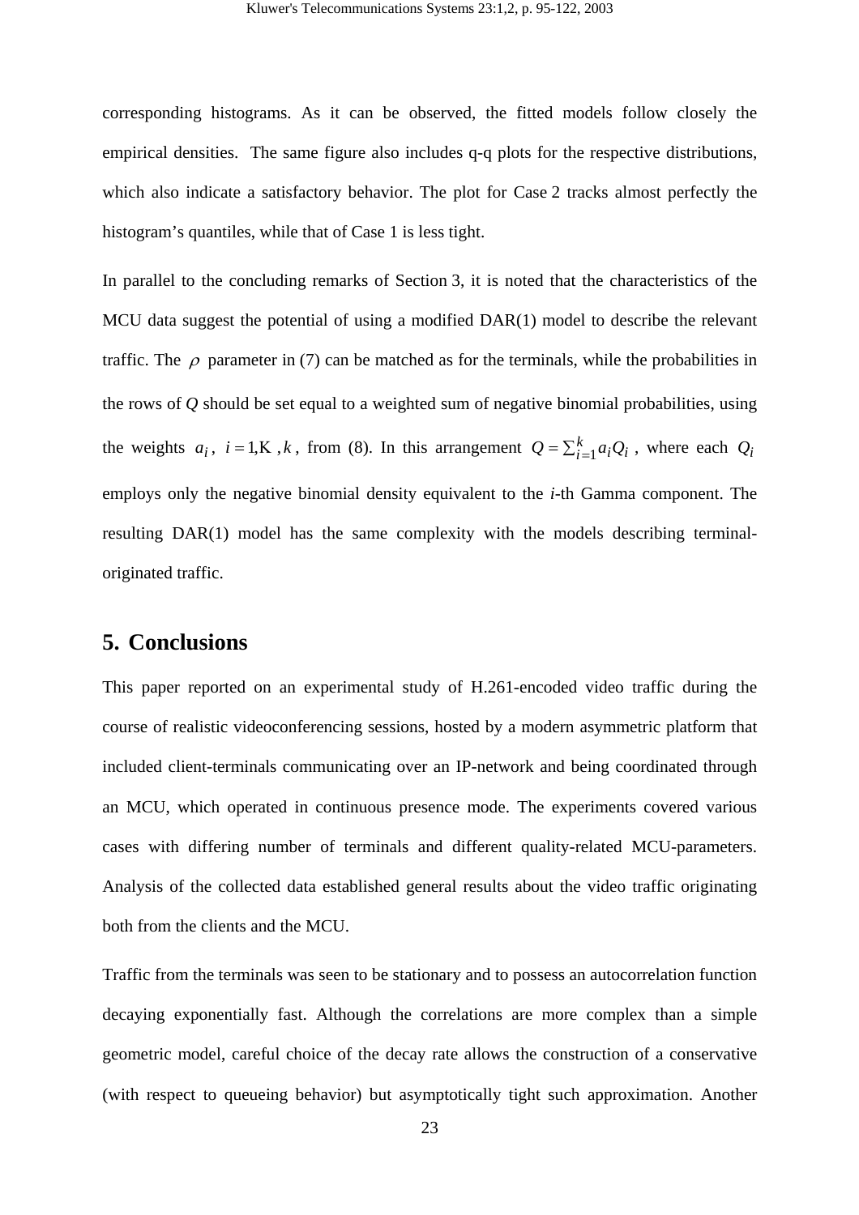corresponding histograms. As it can be observed, the fitted models follow closely the empirical densities. The same figure also includes q-q plots for the respective distributions, which also indicate a satisfactory behavior. The plot for Case 2 tracks almost perfectly the histogram's quantiles, while that of Case 1 is less tight.

In parallel to the concluding remarks of Section 3, it is noted that the characteristics of the MCU data suggest the potential of using a modified DAR(1) model to describe the relevant traffic. The $\rho$ parameter in (7) can be matched as for the terminals, while the probabilities in the rows of $Q$ should be set equal to a weighted sum of negative binomial probabilities, using the weights $a_i$, $i = 1,\ldots,k$, from (8). In this arrangement $Q = \sum_{i=1}^{k} a_i Q_i$, where each $Q_i$ employs only the negative binomial density equivalent to the *i*-th Gamma component. The resulting DAR(1) model has the same complexity with the models describing terminal-originated traffic.

## 5. Conclusions

This paper reported on an experimental study of H.261-encoded video traffic during the course of realistic videoconferencing sessions, hosted by a modern asymmetric platform that included client-terminals communicating over an IP-network and being coordinated through an MCU, which operated in continuous presence mode. The experiments covered various cases with differing number of terminals and different quality-related MCU-parameters. Analysis of the collected data established general results about the video traffic originating both from the clients and the MCU.

Traffic from the terminals was seen to be stationary and to possess an autocorrelation function decaying exponentially fast. Although the correlations are more complex than a simple geometric model, careful choice of the decay rate allows the construction of a conservative (with respect to queueing behavior) but asymptotically tight such approximation. Another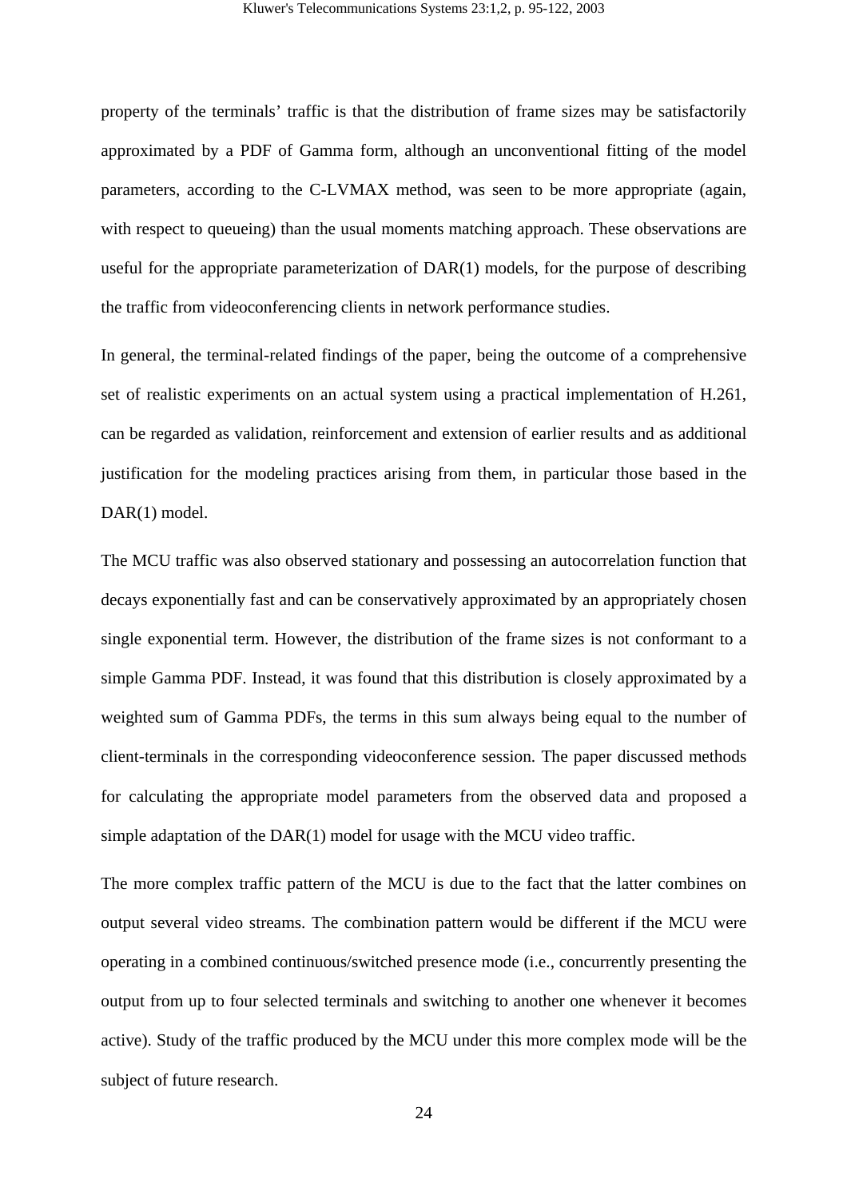property of the terminals' traffic is that the distribution of frame sizes may be satisfactorily approximated by a PDF of Gamma form, although an unconventional fitting of the model parameters, according to the C-LVMAX method, was seen to be more appropriate (again, with respect to queueing) than the usual moments matching approach. These observations are useful for the appropriate parameterization of DAR(1) models, for the purpose of describing the traffic from videoconferencing clients in network performance studies.

In general, the terminal-related findings of the paper, being the outcome of a comprehensive set of realistic experiments on an actual system using a practical implementation of H.261, can be regarded as validation, reinforcement and extension of earlier results and as additional justification for the modeling practices arising from them, in particular those based in the DAR(1) model.

The MCU traffic was also observed stationary and possessing an autocorrelation function that decays exponentially fast and can be conservatively approximated by an appropriately chosen single exponential term. However, the distribution of the frame sizes is not conformant to a simple Gamma PDF. Instead, it was found that this distribution is closely approximated by a weighted sum of Gamma PDFs, the terms in this sum always being equal to the number of client-terminals in the corresponding videoconference session. The paper discussed methods for calculating the appropriate model parameters from the observed data and proposed a simple adaptation of the DAR(1) model for usage with the MCU video traffic.

The more complex traffic pattern of the MCU is due to the fact that the latter combines on output several video streams. The combination pattern would be different if the MCU were operating in a combined continuous/switched presence mode (i.e., concurrently presenting the output from up to four selected terminals and switching to another one whenever it becomes active). Study of the traffic produced by the MCU under this more complex mode will be the subject of future research.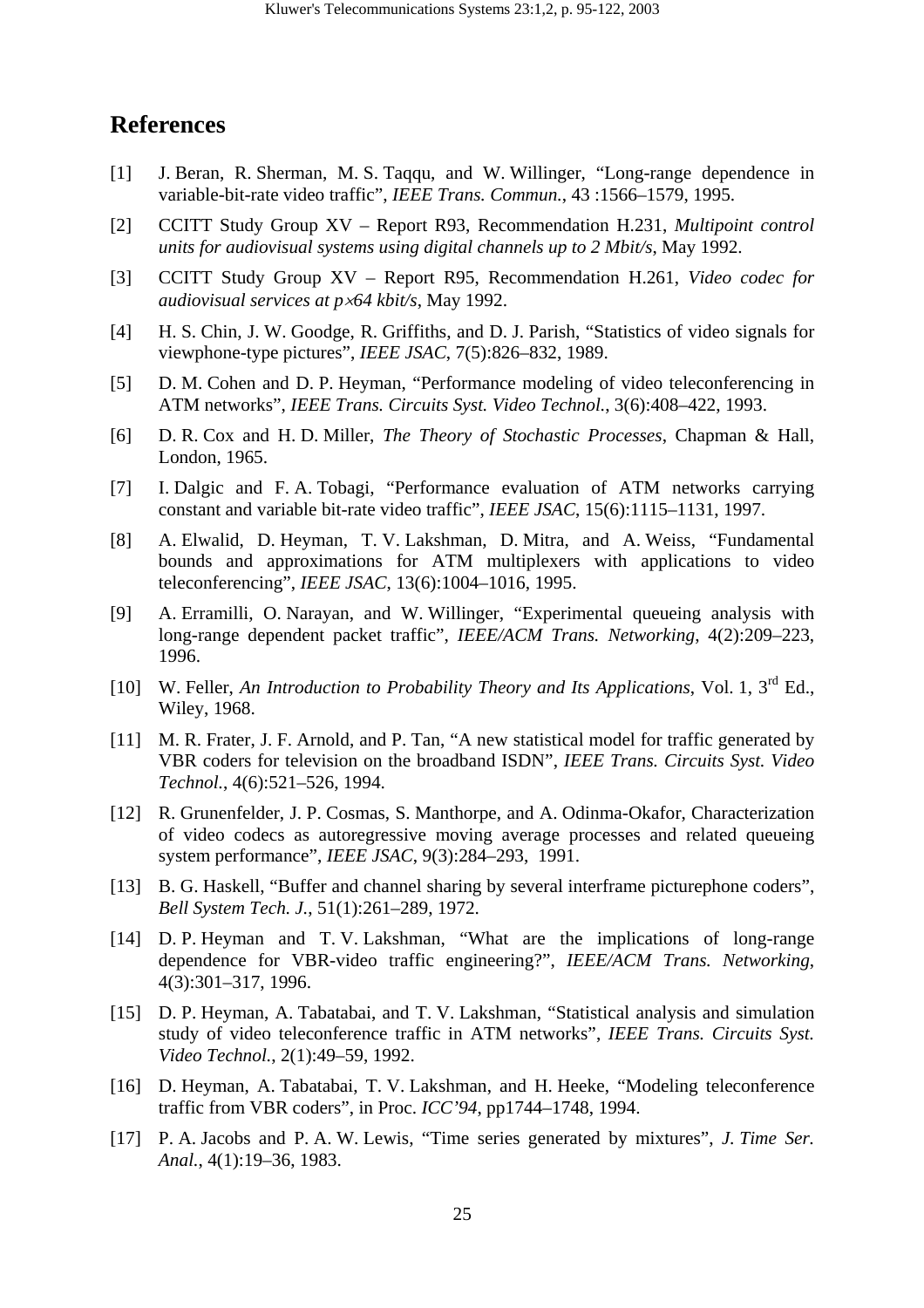## References

[1] J. Beran, R. Sherman, M. S. Taqqu, and W. Willinger, "Long-range dependence in variable-bit-rate video traffic", *IEEE Trans. Commun.*, 43 :1566–1579, 1995.

[2] CCITT Study Group XV – Report R93, Recommendation H.231, *Multipoint control units for audiovisual systems using digital channels up to 2 Mbit/s*, May 1992.

[3] CCITT Study Group XV – Report R95, Recommendation H.261, *Video codec for audiovisual services at p×64 kbit/s*, May 1992.

[4] H. S. Chin, J. W. Goodge, R. Griffiths, and D. J. Parish, "Statistics of video signals for viewphone-type pictures", *IEEE JSAC*, 7(5):826–832, 1989.

[5] D. M. Cohen and D. P. Heyman, "Performance modeling of video teleconferencing in ATM networks", *IEEE Trans. Circuits Syst. Video Technol.*, 3(6):408–422, 1993.

[6] D. R. Cox and H. D. Miller, *The Theory of Stochastic Processes*, Chapman & Hall, London, 1965.

[7] I. Dalgic and F. A. Tobagi, "Performance evaluation of ATM networks carrying constant and variable bit-rate video traffic", *IEEE JSAC*, 15(6):1115–1131, 1997.

[8] A. Elwalid, D. Heyman, T. V. Lakshman, D. Mitra, and A. Weiss, "Fundamental bounds and approximations for ATM multiplexers with applications to video teleconferencing", *IEEE JSAC*, 13(6):1004–1016, 1995.

[9] A. Erramilli, O. Narayan, and W. Willinger, "Experimental queueing analysis with long-range dependent packet traffic", *IEEE/ACM Trans. Networking*, 4(2):209–223, 1996.

[10] W. Feller, *An Introduction to Probability Theory and Its Applications*, Vol. 1, 3rd Ed., Wiley, 1968.

[11] M. R. Frater, J. F. Arnold, and P. Tan, "A new statistical model for traffic generated by VBR coders for television on the broadband ISDN", *IEEE Trans. Circuits Syst. Video Technol.*, 4(6):521–526, 1994.

[12] R. Grunenfelder, J. P. Cosmas, S. Manthorpe, and A. Odinma-Okafor, Characterization of video codecs as autoregressive moving average processes and related queueing system performance", *IEEE JSAC*, 9(3):284–293, 1991.

[13] B. G. Haskell, "Buffer and channel sharing by several interframe picturephone coders", *Bell System Tech. J.*, 51(1):261–289, 1972.

[14] D. P. Heyman and T. V. Lakshman, "What are the implications of long-range dependence for VBR-video traffic engineering?", *IEEE/ACM Trans. Networking*, 4(3):301–317, 1996.

[15] D. P. Heyman, A. Tabatabai, and T. V. Lakshman, "Statistical analysis and simulation study of video teleconference traffic in ATM networks", *IEEE Trans. Circuits Syst. Video Technol.*, 2(1):49–59, 1992.

[16] D. Heyman, A. Tabatabai, T. V. Lakshman, and H. Heeke, "Modeling teleconference traffic from VBR coders", in Proc. *ICC'94*, pp1744–1748, 1994.

[17] P. A. Jacobs and P. A. W. Lewis, "Time series generated by mixtures", *J. Time Ser. Anal.*, 4(1):19–36, 1983.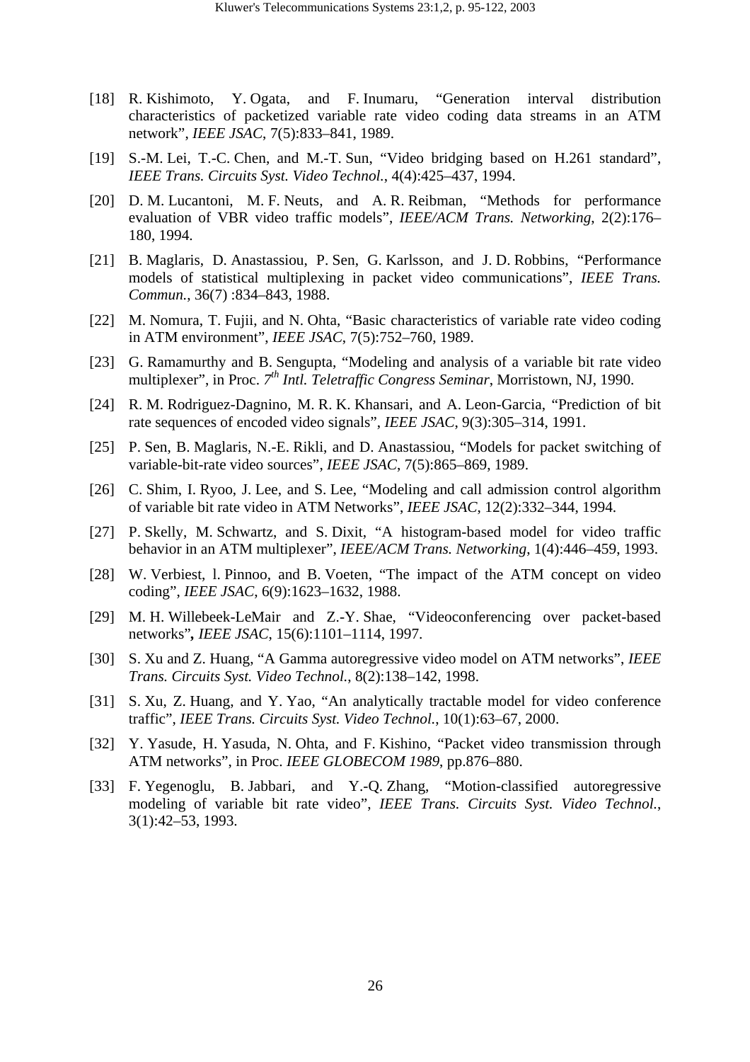[18] R. Kishimoto, Y. Ogata, and F. Inumaru, "Generation interval distribution characteristics of packetized variable rate video coding data streams in an ATM network", *IEEE JSAC*, 7(5):833–841, 1989.

[19] S.-M. Lei, T.-C. Chen, and M.-T. Sun, "Video bridging based on H.261 standard", *IEEE Trans. Circuits Syst. Video Technol.*, 4(4):425–437, 1994.

[20] D. M. Lucantoni, M. F. Neuts, and A. R. Reibman, "Methods for performance evaluation of VBR video traffic models", *IEEE/ACM Trans. Networking*, 2(2):176–180, 1994.

[21] B. Maglaris, D. Anastassiou, P. Sen, G. Karlsson, and J. D. Robbins, "Performance models of statistical multiplexing in packet video communications", *IEEE Trans. Commun.*, 36(7) :834–843, 1988.

[22] M. Nomura, T. Fujii, and N. Ohta, "Basic characteristics of variable rate video coding in ATM environment", *IEEE JSAC*, 7(5):752–760, 1989.

[23] G. Ramamurthy and B. Sengupta, "Modeling and analysis of a variable bit rate video multiplexer", in Proc. *7th Intl. Teletraffic Congress Seminar*, Morristown, NJ, 1990.

[24] R. M. Rodriguez-Dagnino, M. R. K. Khansari, and A. Leon-Garcia, "Prediction of bit rate sequences of encoded video signals", *IEEE JSAC*, 9(3):305–314, 1991.

[25] P. Sen, B. Maglaris, N.-E. Rikli, and D. Anastassiou, "Models for packet switching of variable-bit-rate video sources", *IEEE JSAC*, 7(5):865–869, 1989.

[26] C. Shim, I. Ryoo, J. Lee, and S. Lee, "Modeling and call admission control algorithm of variable bit rate video in ATM Networks", *IEEE JSAC*, 12(2):332–344, 1994.

[27] P. Skelly, M. Schwartz, and S. Dixit, "A histogram-based model for video traffic behavior in an ATM multiplexer", *IEEE/ACM Trans. Networking*, 1(4):446–459, 1993.

[28] W. Verbiest, l. Pinnoo, and B. Voeten, "The impact of the ATM concept on video coding", *IEEE JSAC*, 6(9):1623–1632, 1988.

[29] M. H. Willebeek-LeMair and Z.-Y. Shae, "Videoconferencing over packet-based networks", *IEEE JSAC*, 15(6):1101–1114, 1997.

[30] S. Xu and Z. Huang, "A Gamma autoregressive video model on ATM networks", *IEEE Trans. Circuits Syst. Video Technol.*, 8(2):138–142, 1998.

[31] S. Xu, Z. Huang, and Y. Yao, "An analytically tractable model for video conference traffic", *IEEE Trans. Circuits Syst. Video Technol.*, 10(1):63–67, 2000.

[32] Y. Yasude, H. Yasuda, N. Ohta, and F. Kishino, "Packet video transmission through ATM networks", in Proc. *IEEE GLOBECOM 1989*, pp.876–880.

[33] F. Yegenoglu, B. Jabbari, and Y.-Q. Zhang, "Motion-classified autoregressive modeling of variable bit rate video", *IEEE Trans. Circuits Syst. Video Technol.*, 3(1):42–53, 1993.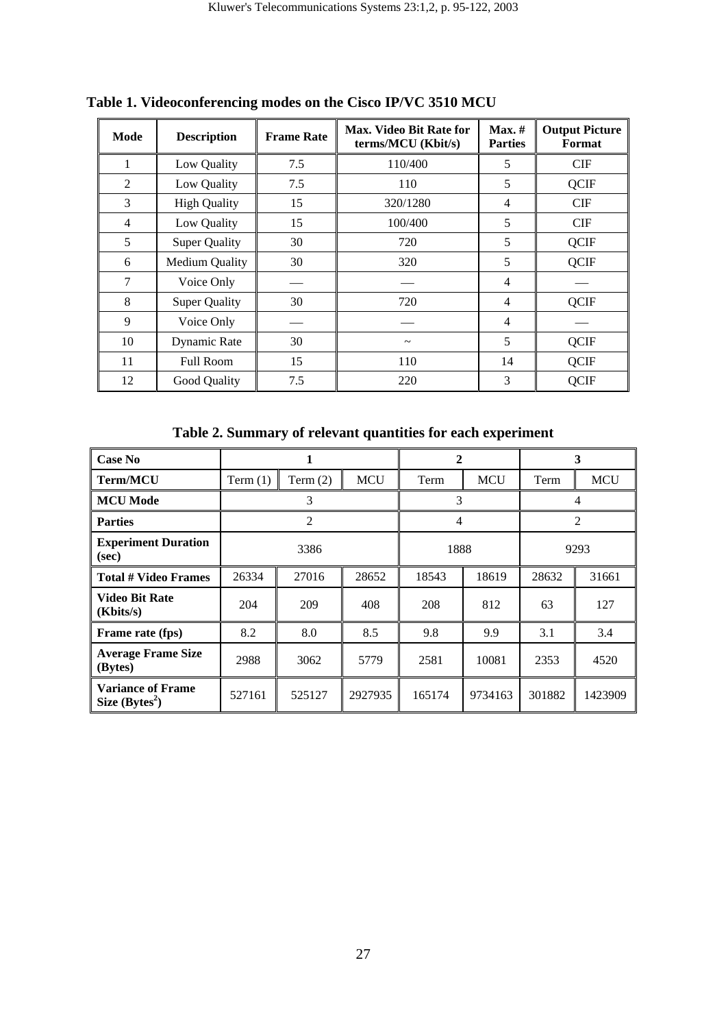**Table 1. Videoconferencing modes on the Cisco IP/VC 3510 MCU**

| Mode | Description | Frame Rate | Max. Video Bit Rate for terms/MCU (Kbit/s) | Max. # Parties | Output Picture Format |
|---|---|---|---|---|---|
| 1 | Low Quality | 7.5 | 110/400 | 5 | CIF |
| 2 | Low Quality | 7.5 | 110 | 5 | QCIF |
| 3 | High Quality | 15 | 320/1280 | 4 | CIF |
| 4 | Low Quality | 15 | 100/400 | 5 | CIF |
| 5 | Super Quality | 30 | 720 | 5 | QCIF |
| 6 | Medium Quality | 30 | 320 | 5 | QCIF |
| 7 | Voice Only | — | — | 4 | — |
| 8 | Super Quality | 30 | 720 | 4 | QCIF |
| 9 | Voice Only | — | — | 4 | — |
| 10 | Dynamic Rate | 30 | ~ | 5 | QCIF |
| 11 | Full Room | 15 | 110 | 14 | QCIF |
| 12 | Good Quality | 7.5 | 220 | 3 | QCIF |

**Table 2. Summary of relevant quantities for each experiment**

| Case No | 1 | | | 2 | | 3 | |
|---|---|---|---|---|---|---|---|
| Term/MCU | Term (1) | Term (2) | MCU | Term | MCU | Term | MCU |
| MCU Mode | 3 | | | 3 | | 4 | |
| Parties | 2 | | | 4 | | 2 | |
| Experiment Duration (sec) | 3386 | | | 1888 | | 9293 | |
| Total # Video Frames | 26334 | 27016 | 28652 | 18543 | 18619 | 28632 | 31661 |
| Video Bit Rate (Kbits/s) | 204 | 209 | 408 | 208 | 812 | 63 | 127 |
| Frame rate (fps) | 8.2 | 8.0 | 8.5 | 9.8 | 9.9 | 3.1 | 3.4 |
| Average Frame Size (Bytes) | 2988 | 3062 | 5779 | 2581 | 10081 | 2353 | 4520 |
| Variance of Frame Size ($Bytes^2$) | 527161 | 525127 | 2927935 | 165174 | 9734163 | 301882 | 1423909 |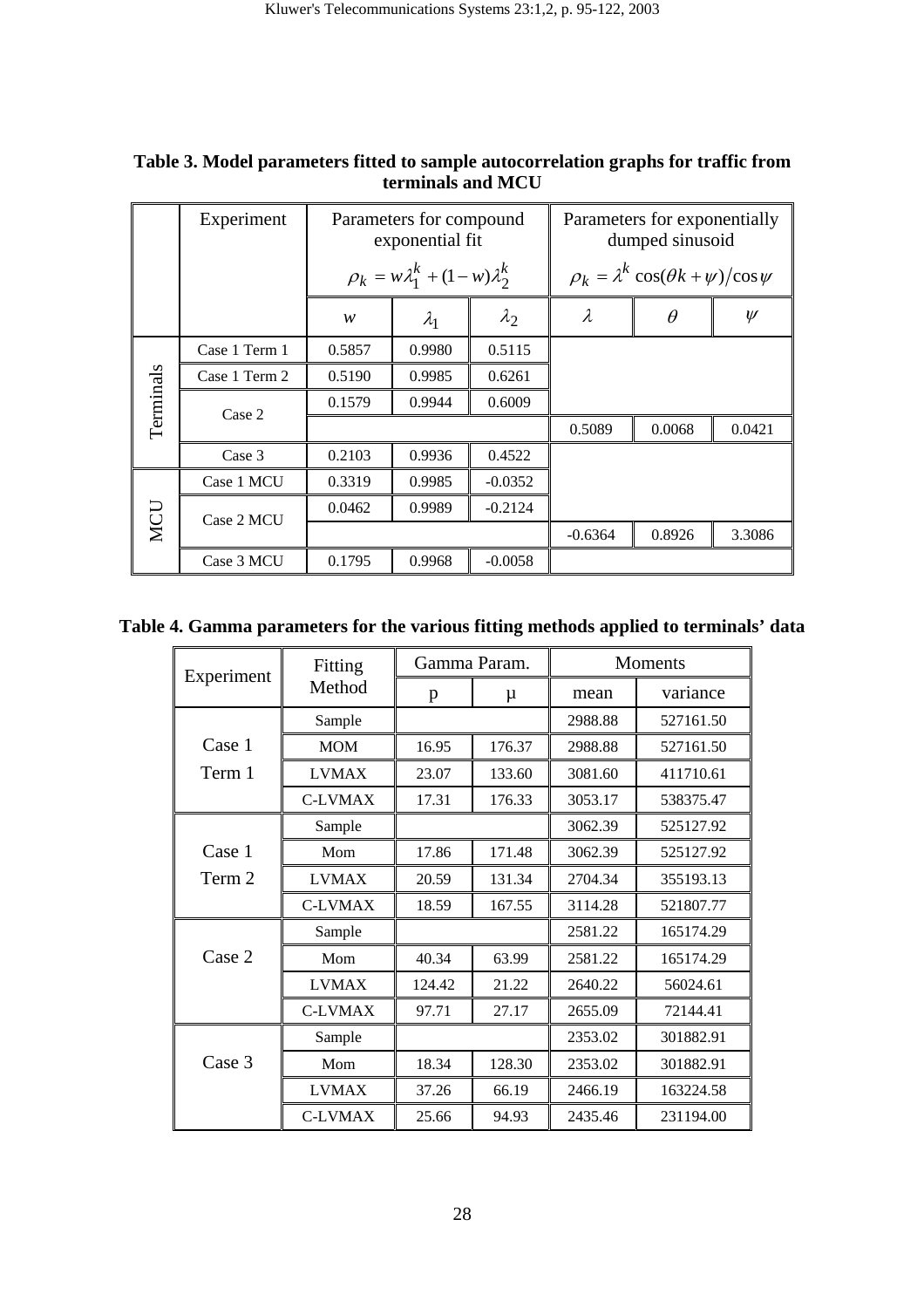**Table 3. Model parameters fitted to sample autocorrelation graphs for traffic from terminals and MCU**

| | Experiment | Parameters for compound exponential fit $\rho_k = w\lambda_1^k + (1-w)\lambda_2^k$ | | | Parameters for exponentially dumped sinusoid $\rho_k = \lambda^k \cos(\theta k + \psi)/\cos\psi$ | | |
|---|---|---|---|---|---|---|---|
| | | $w$ | $\lambda_1$ | $\lambda_2$ | $\lambda$ | $\theta$ | $\psi$ |
| Terminals | Case 1 Term 1 | 0.5857 | 0.9980 | 0.5115 | | | |
| | Case 1 Term 2 | 0.5190 | 0.9985 | 0.6261 | | | |
| | Case 2 | 0.1579 | 0.9944 | 0.6009 | | | |
| | | | | | 0.5089 | 0.0068 | 0.0421 |
| | Case 3 | 0.2103 | 0.9936 | 0.4522 | | | |
| MCU | Case 1 MCU | 0.3319 | 0.9985 | -0.0352 | | | |
| | Case 2 MCU | 0.0462 | 0.9989 | -0.2124 | | | |
| | | | | | -0.6364 | 0.8926 | 3.3086 |
| | Case 3 MCU | 0.1795 | 0.9968 | -0.0058 | | | |

**Table 4. Gamma parameters for the various fitting methods applied to terminals' data**

| Experiment | Fitting Method | Gamma Param. | | Moments | |
|---|---|---|---|---|---|
| | | p | μ | mean | variance |
| Case 1 Term 1 | Sample | | | 2988.88 | 527161.50 |
| | MOM | 16.95 | 176.37 | 2988.88 | 527161.50 |
| | LVMAX | 23.07 | 133.60 | 3081.60 | 411710.61 |
| | C-LVMAX | 17.31 | 176.33 | 3053.17 | 538375.47 |
| Case 1 Term 2 | Sample | | | 3062.39 | 525127.92 |
| | Mom | 17.86 | 171.48 | 3062.39 | 525127.92 |
| | LVMAX | 20.59 | 131.34 | 2704.34 | 355193.13 |
| | C-LVMAX | 18.59 | 167.55 | 3114.28 | 521807.77 |
| Case 2 | Sample | | | 2581.22 | 165174.29 |
| | Mom | 40.34 | 63.99 | 2581.22 | 165174.29 |
| | LVMAX | 124.42 | 21.22 | 2640.22 | 56024.61 |
| | C-LVMAX | 97.71 | 27.17 | 2655.09 | 72144.41 |
| Case 3 | Sample | | | 2353.02 | 301882.91 |
| | Mom | 18.34 | 128.30 | 2353.02 | 301882.91 |
| | LVMAX | 37.26 | 66.19 | 2466.19 | 163224.58 |
| | C-LVMAX | 25.66 | 94.93 | 2435.46 | 231194.00 |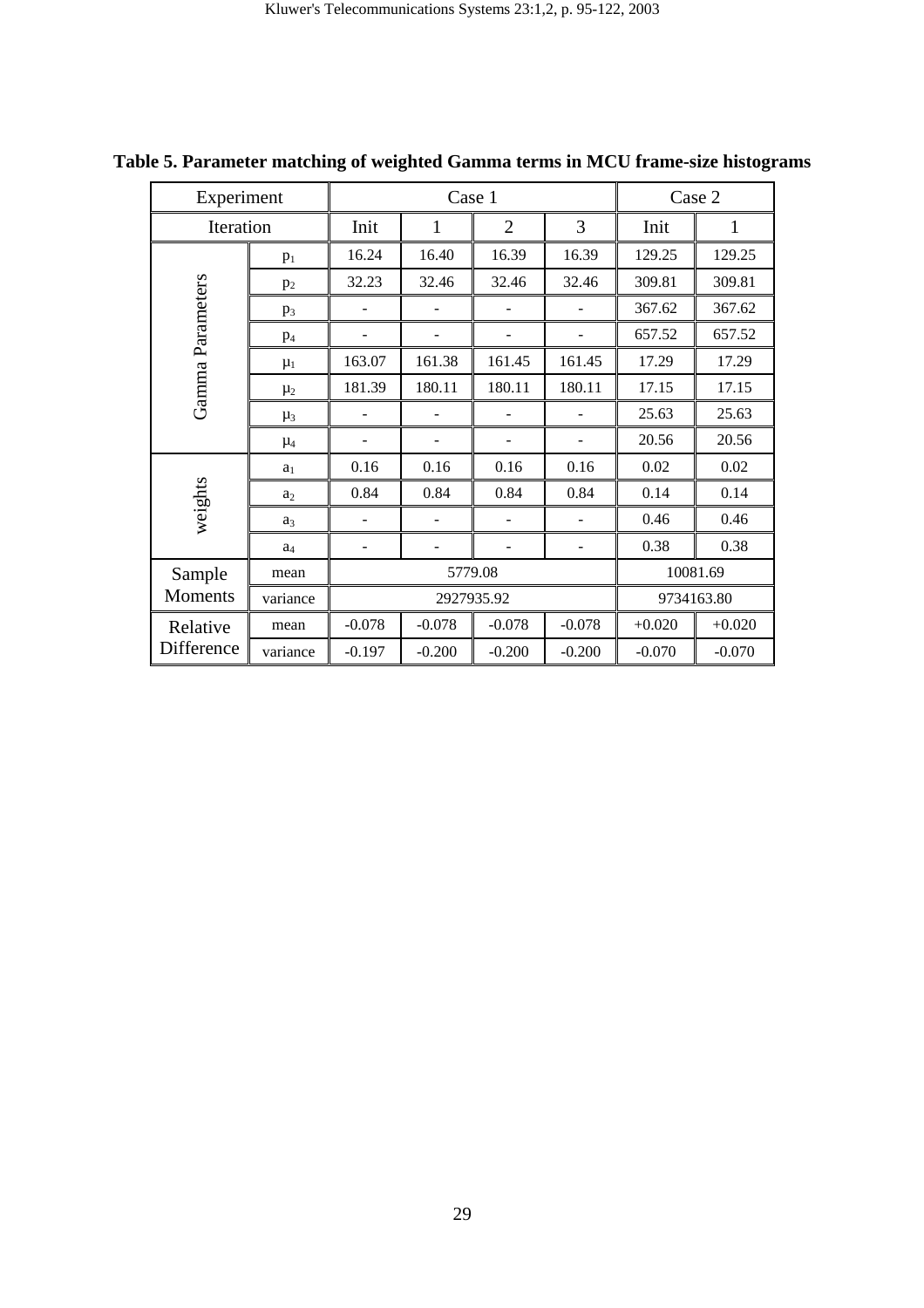**Table 5. Parameter matching of weighted Gamma terms in MCU frame-size histograms**

| Experiment | | Case 1 | | | | Case 2 | |
|---|---|---|---|---|---|---|---|
| Iteration | | Init | 1 | 2 | 3 | Init | 1 |
| Gamma Parameters | $p_1$ | 16.24 | 16.40 | 16.39 | 16.39 | 129.25 | 129.25 |
| | $p_2$ | 32.23 | 32.46 | 32.46 | 32.46 | 309.81 | 309.81 |
| | $p_3$ | - | - | - | - | 367.62 | 367.62 |
| | $p_4$ | - | - | - | - | 657.52 | 657.52 |
| | $\mu_1$ | 163.07 | 161.38 | 161.45 | 161.45 | 17.29 | 17.29 |
| | $\mu_2$ | 181.39 | 180.11 | 180.11 | 180.11 | 17.15 | 17.15 |
| | $\mu_3$ | - | - | - | - | 25.63 | 25.63 |
| | $\mu_4$ | - | - | - | - | 20.56 | 20.56 |
| weights | $a_1$ | 0.16 | 0.16 | 0.16 | 0.16 | 0.02 | 0.02 |
| | $a_2$ | 0.84 | 0.84 | 0.84 | 0.84 | 0.14 | 0.14 |
| | $a_3$ | - | - | - | - | 0.46 | 0.46 |
| | $a_4$ | - | - | - | - | 0.38 | 0.38 |
| Sample Moments | mean | 5779.08 | | | | 10081.69 | |
| | variance | 2927935.92 | | | | 9734163.80 | |
| Relative Difference | mean | -0.078 | -0.078 | -0.078 | -0.078 | +0.020 | +0.020 |
| | variance | -0.197 | -0.200 | -0.200 | -0.200 | -0.070 | -0.070 |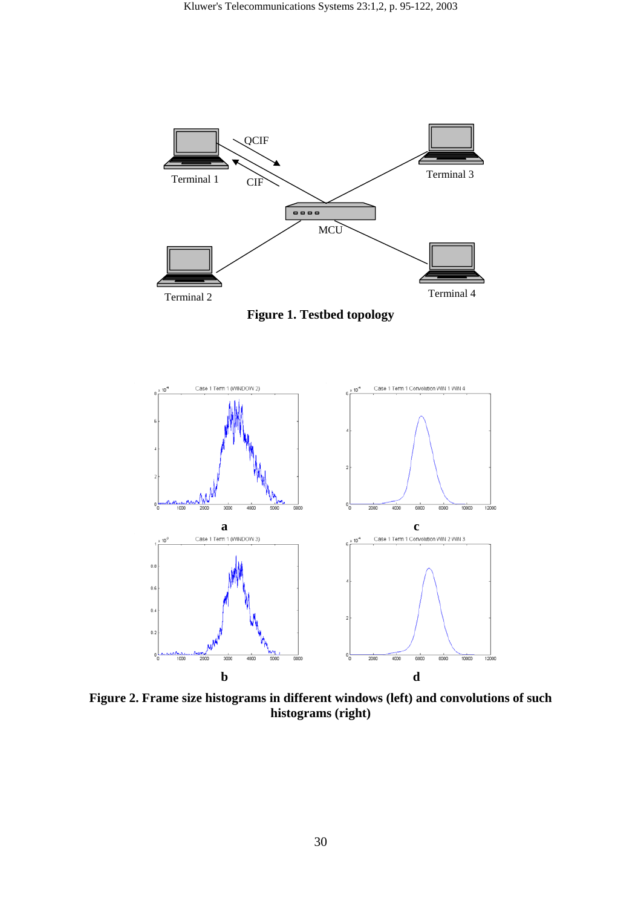**Figure 1. Testbed topology**

**Figure 2. Frame size histograms in different windows (left) and convolutions of such histograms (right)**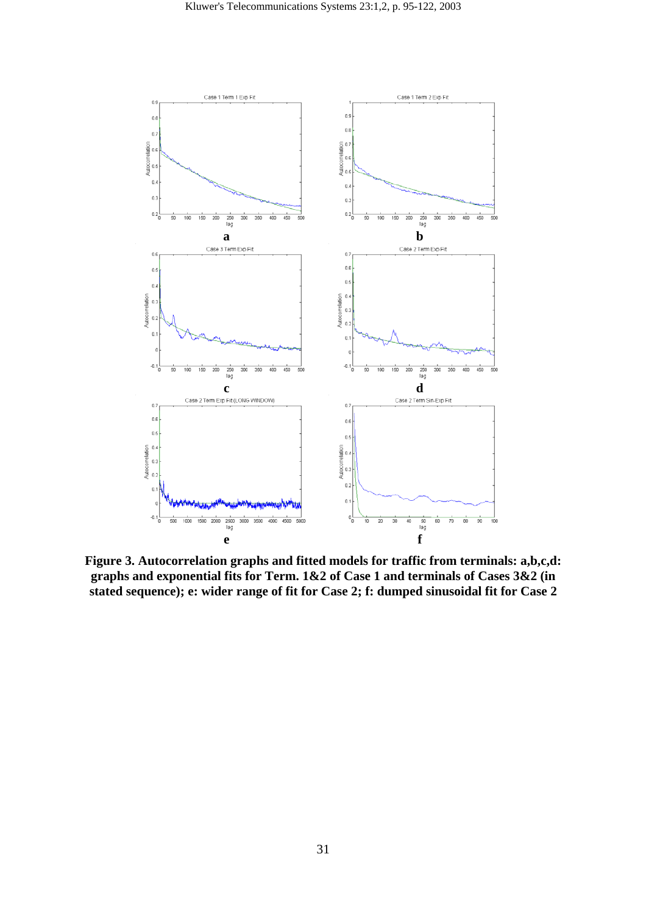**Figure 3. Autocorrelation graphs and fitted models for traffic from terminals: a,b,c,d: graphs and exponential fits for Term. 1&2 of Case 1 and terminals of Cases 3&2 (in stated sequence); e: wider range of fit for Case 2; f: dumped sinusoidal fit for Case 2**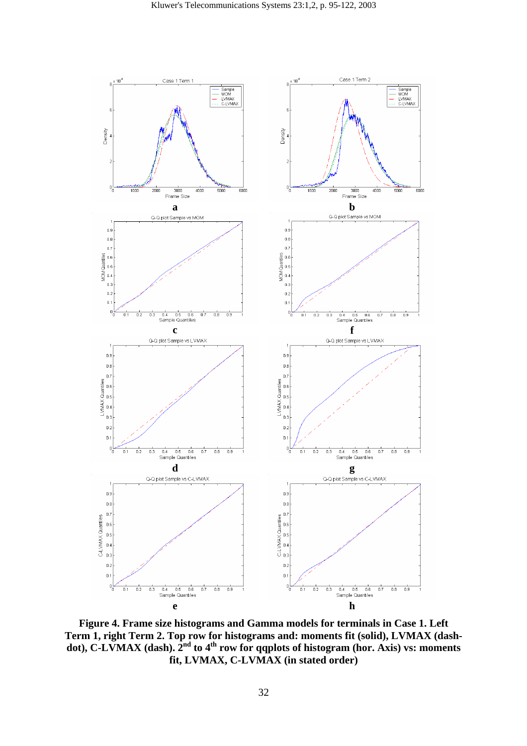**Figure 4. Frame size histograms and Gamma models for terminals in Case 1. Left Term 1, right Term 2. Top row for histograms and: moments fit (solid), LVMAX (dash-dot), C-LVMAX (dash). 2nd to 4th row for qqplots of histogram (hor. Axis) vs: moments fit, LVMAX, C-LVMAX (in stated order)**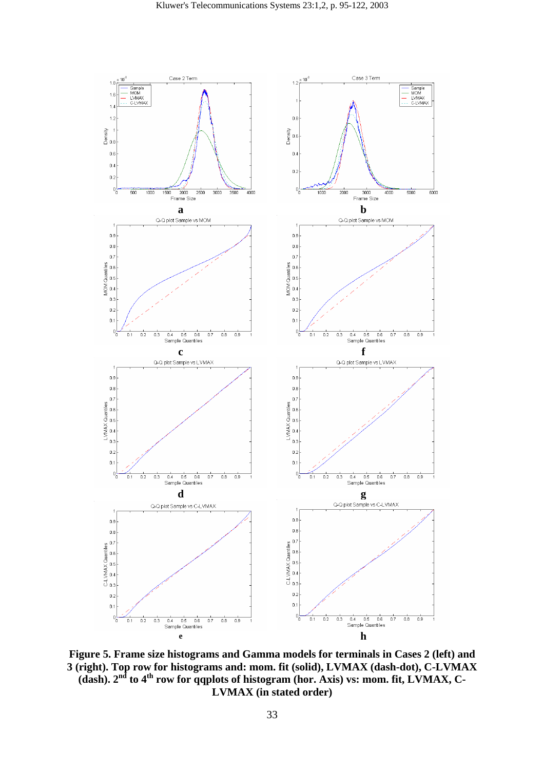**Figure 5. Frame size histograms and Gamma models for terminals in Cases 2 (left) and 3 (right). Top row for histograms and: mom. fit (solid), LVMAX (dash-dot), C-LVMAX (dash). 2nd to 4th row for qqplots of histogram (hor. Axis) vs: mom. fit, LVMAX, C-LVMAX (in stated order)**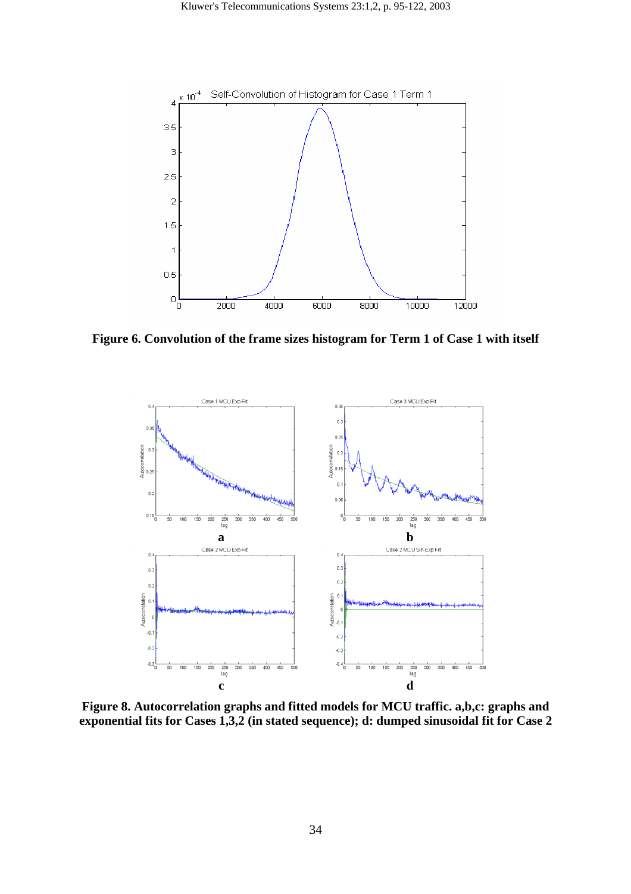**Figure 6. Convolution of the frame sizes histogram for Term 1 of Case 1 with itself**

**Figure 8. Autocorrelation graphs and fitted models for MCU traffic. a,b,c: graphs and exponential fits for Cases 1,3,2 (in stated sequence); d: dumped sinusoidal fit for Case 2**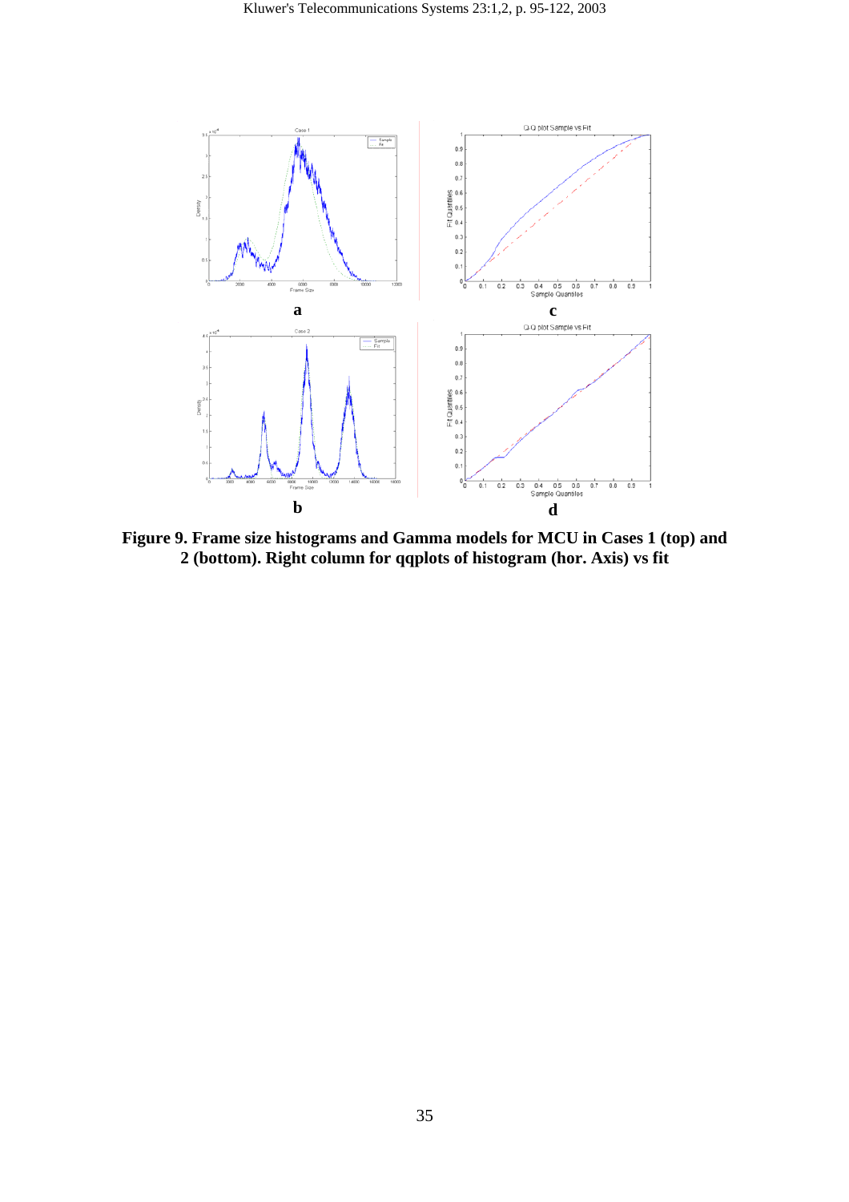Case 1

x 10^-4

Sample

Fit

Density

Frame Size

0 2000 4000 6000 8000 10000 12000

**a**

Q-Q plot Sample vs Fit

Fit Quantiles

Sample Quantiles

0 0.1 0.2 0.3 0.4 0.5 0.6 0.7 0.8 0.9 1

**c**

Case 2

x 10^-4

Sample

Fit

Density

Frame Size

0 2000 4000 6000 8000 10000 12000 14000 16000 18000

**b**

Q-Q plot Sample vs Fit

Fit Quantiles

Sample Quantiles

0 0.1 0.2 0.3 0.4 0.5 0.6 0.7 0.8 0.9 1

**d**

**Figure 9. Frame size histograms and Gamma models for MCU in Cases 1 (top) and 2 (bottom). Right column for qqplots of histogram (hor. Axis) vs fit**